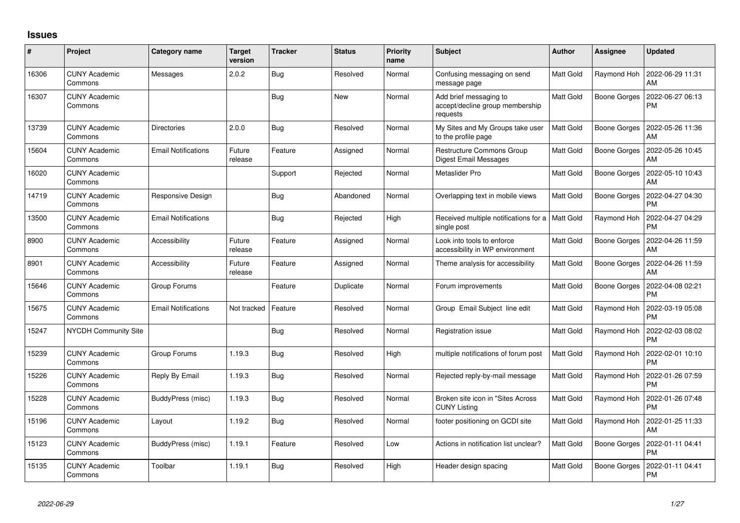## Issues

| # | Project | Category name | Target version | Tracker | Status | Priority name | Subject | Author | Assignee | Updated |
|---|---|---|---|---|---|---|---|---|---|---|
| 16306 | CUNY Academic Commons | Messages | 2.0.2 | Bug | Resolved | Normal | Confusing messaging on send message page | Matt Gold | Raymond Hoh | 2022-06-29 11:31 AM |
| 16307 | CUNY Academic Commons | | | Bug | New | Normal | Add brief messaging to accept/decline group membership requests | Matt Gold | Boone Gorges | 2022-06-27 06:13 PM |
| 13739 | CUNY Academic Commons | Directories | 2.0.0 | Bug | Resolved | Normal | My Sites and My Groups take user to the profile page | Matt Gold | Boone Gorges | 2022-05-26 11:36 AM |
| 15604 | CUNY Academic Commons | Email Notifications | Future release | Feature | Assigned | Normal | Restructure Commons Group Digest Email Messages | Matt Gold | Boone Gorges | 2022-05-26 10:45 AM |
| 16020 | CUNY Academic Commons | | | Support | Rejected | Normal | Metaslider Pro | Matt Gold | Boone Gorges | 2022-05-10 10:43 AM |
| 14719 | CUNY Academic Commons | Responsive Design | | Bug | Abandoned | Normal | Overlapping text in mobile views | Matt Gold | Boone Gorges | 2022-04-27 04:30 PM |
| 13500 | CUNY Academic Commons | Email Notifications | | Bug | Rejected | High | Received multiple notifications for a single post | Matt Gold | Raymond Hoh | 2022-04-27 04:29 PM |
| 8900 | CUNY Academic Commons | Accessibility | Future release | Feature | Assigned | Normal | Look into tools to enforce accessibility in WP environment | Matt Gold | Boone Gorges | 2022-04-26 11:59 AM |
| 8901 | CUNY Academic Commons | Accessibility | Future release | Feature | Assigned | Normal | Theme analysis for accessibility | Matt Gold | Boone Gorges | 2022-04-26 11:59 AM |
| 15646 | CUNY Academic Commons | Group Forums | | Feature | Duplicate | Normal | Forum improvements | Matt Gold | Boone Gorges | 2022-04-08 02:21 PM |
| 15675 | CUNY Academic Commons | Email Notifications | Not tracked | Feature | Resolved | Normal | Group Email Subject line edit | Matt Gold | Raymond Hoh | 2022-03-19 05:08 PM |
| 15247 | NYCDH Community Site | | | Bug | Resolved | Normal | Registration issue | Matt Gold | Raymond Hoh | 2022-02-03 08:02 PM |
| 15239 | CUNY Academic Commons | Group Forums | 1.19.3 | Bug | Resolved | High | multiple notifications of forum post | Matt Gold | Raymond Hoh | 2022-02-01 10:10 PM |
| 15226 | CUNY Academic Commons | Reply By Email | 1.19.3 | Bug | Resolved | Normal | Rejected reply-by-mail message | Matt Gold | Raymond Hoh | 2022-01-26 07:59 PM |
| 15228 | CUNY Academic Commons | BuddyPress (misc) | 1.19.3 | Bug | Resolved | Normal | Broken site icon in "Sites Across CUNY Listing | Matt Gold | Raymond Hoh | 2022-01-26 07:48 PM |
| 15196 | CUNY Academic Commons | Layout | 1.19.2 | Bug | Resolved | Normal | footer positioning on GCDI site | Matt Gold | Raymond Hoh | 2022-01-25 11:33 AM |
| 15123 | CUNY Academic Commons | BuddyPress (misc) | 1.19.1 | Feature | Resolved | Low | Actions in notification list unclear? | Matt Gold | Boone Gorges | 2022-01-11 04:41 PM |
| 15135 | CUNY Academic Commons | Toolbar | 1.19.1 | Bug | Resolved | High | Header design spacing | Matt Gold | Boone Gorges | 2022-01-11 04:41 PM |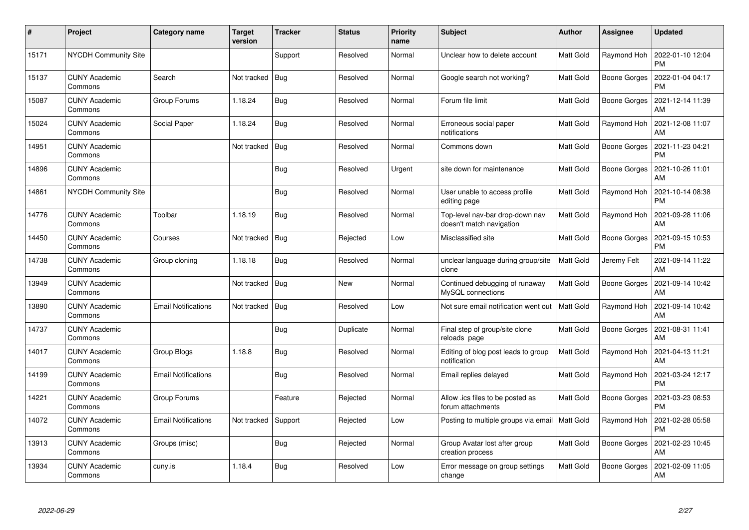| # | Project | Category name | Target version | Tracker | Status | Priority name | Subject | Author | Assignee | Updated |
|---|---|---|---|---|---|---|---|---|---|---|
| 15171 | NYCDH Community Site | | | Support | Resolved | Normal | Unclear how to delete account | Matt Gold | Raymond Hoh | 2022-01-10 12:04 PM |
| 15137 | CUNY Academic Commons | Search | Not tracked | Bug | Resolved | Normal | Google search not working? | Matt Gold | Boone Gorges | 2022-01-04 04:17 PM |
| 15087 | CUNY Academic Commons | Group Forums | 1.18.24 | Bug | Resolved | Normal | Forum file limit | Matt Gold | Boone Gorges | 2021-12-14 11:39 AM |
| 15024 | CUNY Academic Commons | Social Paper | 1.18.24 | Bug | Resolved | Normal | Erroneous social paper notifications | Matt Gold | Raymond Hoh | 2021-12-08 11:07 AM |
| 14951 | CUNY Academic Commons | | Not tracked | Bug | Resolved | Normal | Commons down | Matt Gold | Boone Gorges | 2021-11-23 04:21 PM |
| 14896 | CUNY Academic Commons | | | Bug | Resolved | Urgent | site down for maintenance | Matt Gold | Boone Gorges | 2021-10-26 11:01 AM |
| 14861 | NYCDH Community Site | | | Bug | Resolved | Normal | User unable to access profile editing page | Matt Gold | Raymond Hoh | 2021-10-14 08:38 PM |
| 14776 | CUNY Academic Commons | Toolbar | 1.18.19 | Bug | Resolved | Normal | Top-level nav-bar drop-down nav doesn't match navigation | Matt Gold | Raymond Hoh | 2021-09-28 11:06 AM |
| 14450 | CUNY Academic Commons | Courses | Not tracked | Bug | Rejected | Low | Misclassified site | Matt Gold | Boone Gorges | 2021-09-15 10:53 PM |
| 14738 | CUNY Academic Commons | Group cloning | 1.18.18 | Bug | Resolved | Normal | unclear language during group/site clone | Matt Gold | Jeremy Felt | 2021-09-14 11:22 AM |
| 13949 | CUNY Academic Commons | | Not tracked | Bug | New | Normal | Continued debugging of runaway MySQL connections | Matt Gold | Boone Gorges | 2021-09-14 10:42 AM |
| 13890 | CUNY Academic Commons | Email Notifications | Not tracked | Bug | Resolved | Low | Not sure email notification went out | Matt Gold | Raymond Hoh | 2021-09-14 10:42 AM |
| 14737 | CUNY Academic Commons | | | Bug | Duplicate | Normal | Final step of group/site clone reloads page | Matt Gold | Boone Gorges | 2021-08-31 11:41 AM |
| 14017 | CUNY Academic Commons | Group Blogs | 1.18.8 | Bug | Resolved | Normal | Editing of blog post leads to group notification | Matt Gold | Raymond Hoh | 2021-04-13 11:21 AM |
| 14199 | CUNY Academic Commons | Email Notifications | | Bug | Resolved | Normal | Email replies delayed | Matt Gold | Raymond Hoh | 2021-03-24 12:17 PM |
| 14221 | CUNY Academic Commons | Group Forums | | Feature | Rejected | Normal | Allow .ics files to be posted as forum attachments | Matt Gold | Boone Gorges | 2021-03-23 08:53 PM |
| 14072 | CUNY Academic Commons | Email Notifications | Not tracked | Support | Rejected | Low | Posting to multiple groups via email | Matt Gold | Raymond Hoh | 2021-02-28 05:58 PM |
| 13913 | CUNY Academic Commons | Groups (misc) | | Bug | Rejected | Normal | Group Avatar lost after group creation process | Matt Gold | Boone Gorges | 2021-02-23 10:45 AM |
| 13934 | CUNY Academic Commons | cuny.is | 1.18.4 | Bug | Resolved | Low | Error message on group settings change | Matt Gold | Boone Gorges | 2021-02-09 11:05 AM |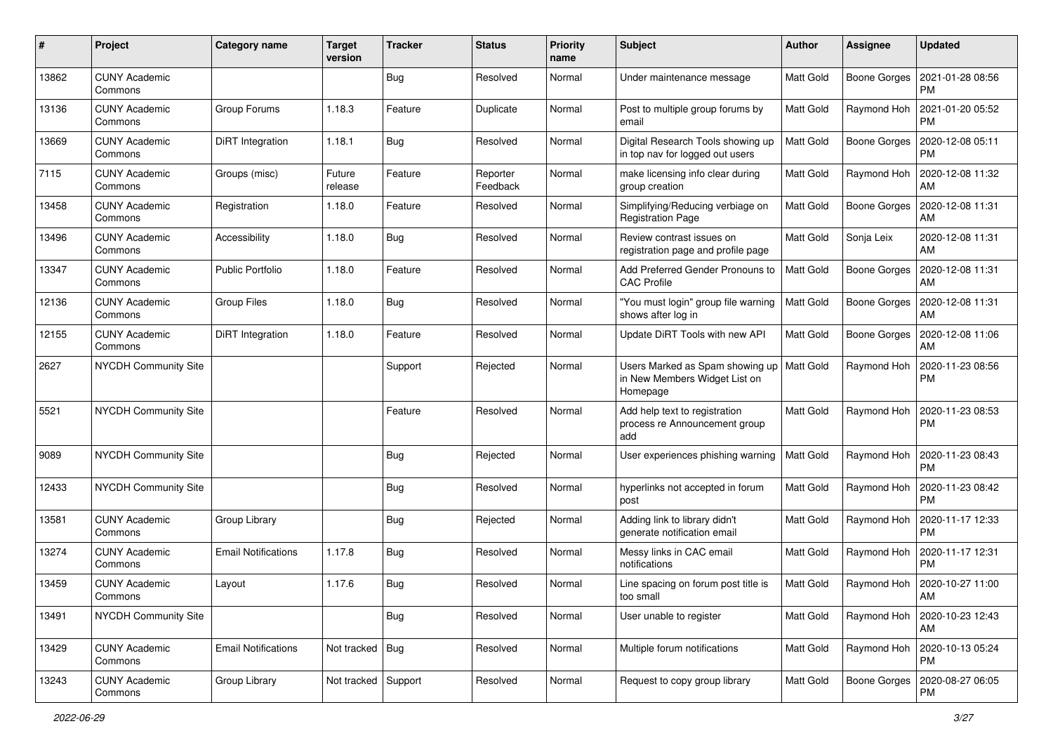| # | Project | Category name | Target version | Tracker | Status | Priority name | Subject | Author | Assignee | Updated |
|---|---|---|---|---|---|---|---|---|---|---|
| 13862 | CUNY Academic Commons | | | Bug | Resolved | Normal | Under maintenance message | Matt Gold | Boone Gorges | 2021-01-28 08:56 PM |
| 13136 | CUNY Academic Commons | Group Forums | 1.18.3 | Feature | Duplicate | Normal | Post to multiple group forums by email | Matt Gold | Raymond Hoh | 2021-01-20 05:52 PM |
| 13669 | CUNY Academic Commons | DiRT Integration | 1.18.1 | Bug | Resolved | Normal | Digital Research Tools showing up in top nav for logged out users | Matt Gold | Boone Gorges | 2020-12-08 05:11 PM |
| 7115 | CUNY Academic Commons | Groups (misc) | Future release | Feature | Reporter Feedback | Normal | make licensing info clear during group creation | Matt Gold | Raymond Hoh | 2020-12-08 11:32 AM |
| 13458 | CUNY Academic Commons | Registration | 1.18.0 | Feature | Resolved | Normal | Simplifying/Reducing verbiage on Registration Page | Matt Gold | Boone Gorges | 2020-12-08 11:31 AM |
| 13496 | CUNY Academic Commons | Accessibility | 1.18.0 | Bug | Resolved | Normal | Review contrast issues on registration page and profile page | Matt Gold | Sonja Leix | 2020-12-08 11:31 AM |
| 13347 | CUNY Academic Commons | Public Portfolio | 1.18.0 | Feature | Resolved | Normal | Add Preferred Gender Pronouns to CAC Profile | Matt Gold | Boone Gorges | 2020-12-08 11:31 AM |
| 12136 | CUNY Academic Commons | Group Files | 1.18.0 | Bug | Resolved | Normal | "You must login" group file warning shows after log in | Matt Gold | Boone Gorges | 2020-12-08 11:31 AM |
| 12155 | CUNY Academic Commons | DiRT Integration | 1.18.0 | Feature | Resolved | Normal | Update DiRT Tools with new API | Matt Gold | Boone Gorges | 2020-12-08 11:06 AM |
| 2627 | NYCDH Community Site | | | Support | Rejected | Normal | Users Marked as Spam showing up in New Members Widget List on Homepage | Matt Gold | Raymond Hoh | 2020-11-23 08:56 PM |
| 5521 | NYCDH Community Site | | | Feature | Resolved | Normal | Add help text to registration process re Announcement group add | Matt Gold | Raymond Hoh | 2020-11-23 08:53 PM |
| 9089 | NYCDH Community Site | | | Bug | Rejected | Normal | User experiences phishing warning | Matt Gold | Raymond Hoh | 2020-11-23 08:43 PM |
| 12433 | NYCDH Community Site | | | Bug | Resolved | Normal | hyperlinks not accepted in forum post | Matt Gold | Raymond Hoh | 2020-11-23 08:42 PM |
| 13581 | CUNY Academic Commons | Group Library | | Bug | Rejected | Normal | Adding link to library didn't generate notification email | Matt Gold | Raymond Hoh | 2020-11-17 12:33 PM |
| 13274 | CUNY Academic Commons | Email Notifications | 1.17.8 | Bug | Resolved | Normal | Messy links in CAC email notifications | Matt Gold | Raymond Hoh | 2020-11-17 12:31 PM |
| 13459 | CUNY Academic Commons | Layout | 1.17.6 | Bug | Resolved | Normal | Line spacing on forum post title is too small | Matt Gold | Raymond Hoh | 2020-10-27 11:00 AM |
| 13491 | NYCDH Community Site | | | Bug | Resolved | Normal | User unable to register | Matt Gold | Raymond Hoh | 2020-10-23 12:43 AM |
| 13429 | CUNY Academic Commons | Email Notifications | Not tracked | Bug | Resolved | Normal | Multiple forum notifications | Matt Gold | Raymond Hoh | 2020-10-13 05:24 PM |
| 13243 | CUNY Academic Commons | Group Library | Not tracked | Support | Resolved | Normal | Request to copy group library | Matt Gold | Boone Gorges | 2020-08-27 06:05 PM |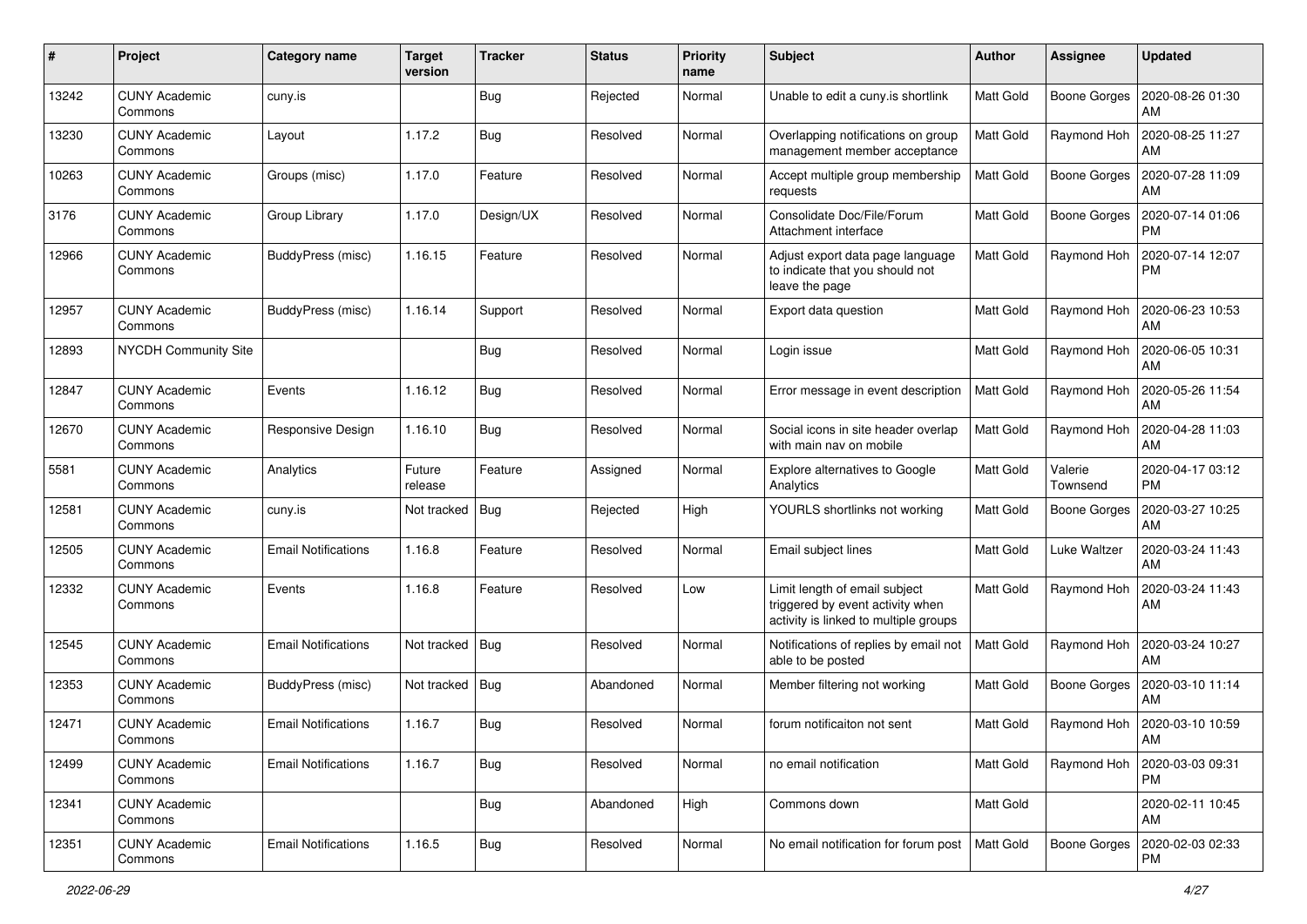| # | Project | Category name | Target version | Tracker | Status | Priority name | Subject | Author | Assignee | Updated |
|---|---|---|---|---|---|---|---|---|---|---|
| 13242 | CUNY Academic Commons | cuny.is | | Bug | Rejected | Normal | Unable to edit a cuny.is shortlink | Matt Gold | Boone Gorges | 2020-08-26 01:30 AM |
| 13230 | CUNY Academic Commons | Layout | 1.17.2 | Bug | Resolved | Normal | Overlapping notifications on group management member acceptance | Matt Gold | Raymond Hoh | 2020-08-25 11:27 AM |
| 10263 | CUNY Academic Commons | Groups (misc) | 1.17.0 | Feature | Resolved | Normal | Accept multiple group membership requests | Matt Gold | Boone Gorges | 2020-07-28 11:09 AM |
| 3176 | CUNY Academic Commons | Group Library | 1.17.0 | Design/UX | Resolved | Normal | Consolidate Doc/File/Forum Attachment interface | Matt Gold | Boone Gorges | 2020-07-14 01:06 PM |
| 12966 | CUNY Academic Commons | BuddyPress (misc) | 1.16.15 | Feature | Resolved | Normal | Adjust export data page language to indicate that you should not leave the page | Matt Gold | Raymond Hoh | 2020-07-14 12:07 PM |
| 12957 | CUNY Academic Commons | BuddyPress (misc) | 1.16.14 | Support | Resolved | Normal | Export data question | Matt Gold | Raymond Hoh | 2020-06-23 10:53 AM |
| 12893 | NYCDH Community Site | | | Bug | Resolved | Normal | Login issue | Matt Gold | Raymond Hoh | 2020-06-05 10:31 AM |
| 12847 | CUNY Academic Commons | Events | 1.16.12 | Bug | Resolved | Normal | Error message in event description | Matt Gold | Raymond Hoh | 2020-05-26 11:54 AM |
| 12670 | CUNY Academic Commons | Responsive Design | 1.16.10 | Bug | Resolved | Normal | Social icons in site header overlap with main nav on mobile | Matt Gold | Raymond Hoh | 2020-04-28 11:03 AM |
| 5581 | CUNY Academic Commons | Analytics | Future release | Feature | Assigned | Normal | Explore alternatives to Google Analytics | Matt Gold | Valerie Townsend | 2020-04-17 03:12 PM |
| 12581 | CUNY Academic Commons | cuny.is | Not tracked | Bug | Rejected | High | YOURLS shortlinks not working | Matt Gold | Boone Gorges | 2020-03-27 10:25 AM |
| 12505 | CUNY Academic Commons | Email Notifications | 1.16.8 | Feature | Resolved | Normal | Email subject lines | Matt Gold | Luke Waltzer | 2020-03-24 11:43 AM |
| 12332 | CUNY Academic Commons | Events | 1.16.8 | Feature | Resolved | Low | Limit length of email subject triggered by event activity when activity is linked to multiple groups | Matt Gold | Raymond Hoh | 2020-03-24 11:43 AM |
| 12545 | CUNY Academic Commons | Email Notifications | Not tracked | Bug | Resolved | Normal | Notifications of replies by email not able to be posted | Matt Gold | Raymond Hoh | 2020-03-24 10:27 AM |
| 12353 | CUNY Academic Commons | BuddyPress (misc) | Not tracked | Bug | Abandoned | Normal | Member filtering not working | Matt Gold | Boone Gorges | 2020-03-10 11:14 AM |
| 12471 | CUNY Academic Commons | Email Notifications | 1.16.7 | Bug | Resolved | Normal | forum notificaiton not sent | Matt Gold | Raymond Hoh | 2020-03-10 10:59 AM |
| 12499 | CUNY Academic Commons | Email Notifications | 1.16.7 | Bug | Resolved | Normal | no email notification | Matt Gold | Raymond Hoh | 2020-03-03 09:31 PM |
| 12341 | CUNY Academic Commons | | | Bug | Abandoned | High | Commons down | Matt Gold | | 2020-02-11 10:45 AM |
| 12351 | CUNY Academic Commons | Email Notifications | 1.16.5 | Bug | Resolved | Normal | No email notification for forum post | Matt Gold | Boone Gorges | 2020-02-03 02:33 PM |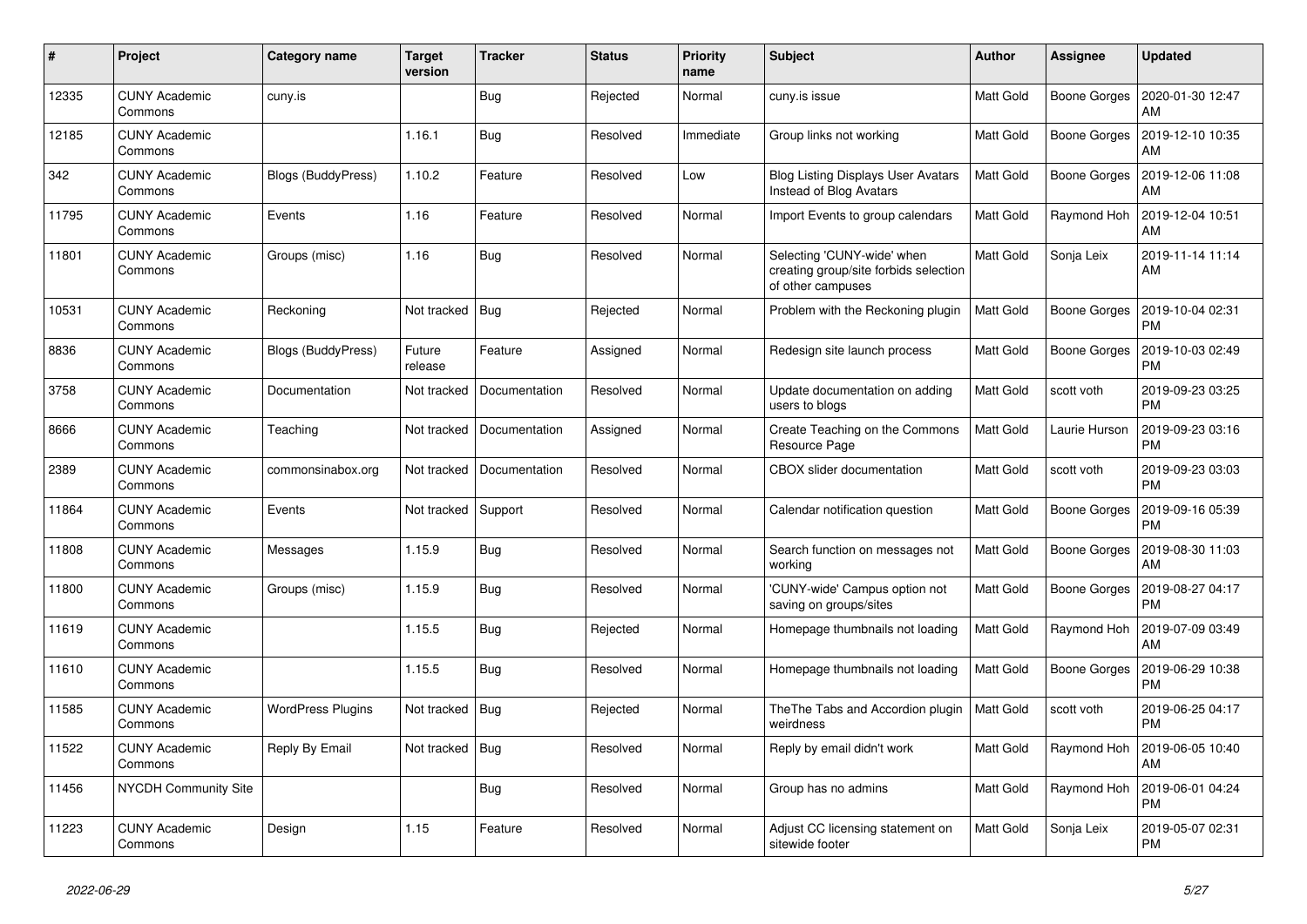| # | Project | Category name | Target version | Tracker | Status | Priority name | Subject | Author | Assignee | Updated |
|---|---|---|---|---|---|---|---|---|---|---|
| 12335 | CUNY Academic Commons | cuny.is | | Bug | Rejected | Normal | cuny.is issue | Matt Gold | Boone Gorges | 2020-01-30 12:47 AM |
| 12185 | CUNY Academic Commons | | 1.16.1 | Bug | Resolved | Immediate | Group links not working | Matt Gold | Boone Gorges | 2019-12-10 10:35 AM |
| 342 | CUNY Academic Commons | Blogs (BuddyPress) | 1.10.2 | Feature | Resolved | Low | Blog Listing Displays User Avatars Instead of Blog Avatars | Matt Gold | Boone Gorges | 2019-12-06 11:08 AM |
| 11795 | CUNY Academic Commons | Events | 1.16 | Feature | Resolved | Normal | Import Events to group calendars | Matt Gold | Raymond Hoh | 2019-12-04 10:51 AM |
| 11801 | CUNY Academic Commons | Groups (misc) | 1.16 | Bug | Resolved | Normal | Selecting 'CUNY-wide' when creating group/site forbids selection of other campuses | Matt Gold | Sonja Leix | 2019-11-14 11:14 AM |
| 10531 | CUNY Academic Commons | Reckoning | Not tracked | Bug | Rejected | Normal | Problem with the Reckoning plugin | Matt Gold | Boone Gorges | 2019-10-04 02:31 PM |
| 8836 | CUNY Academic Commons | Blogs (BuddyPress) | Future release | Feature | Assigned | Normal | Redesign site launch process | Matt Gold | Boone Gorges | 2019-10-03 02:49 PM |
| 3758 | CUNY Academic Commons | Documentation | Not tracked | Documentation | Resolved | Normal | Update documentation on adding users to blogs | Matt Gold | scott voth | 2019-09-23 03:25 PM |
| 8666 | CUNY Academic Commons | Teaching | Not tracked | Documentation | Assigned | Normal | Create Teaching on the Commons Resource Page | Matt Gold | Laurie Hurson | 2019-09-23 03:16 PM |
| 2389 | CUNY Academic Commons | commonsinabox.org | Not tracked | Documentation | Resolved | Normal | CBOX slider documentation | Matt Gold | scott voth | 2019-09-23 03:03 PM |
| 11864 | CUNY Academic Commons | Events | Not tracked | Support | Resolved | Normal | Calendar notification question | Matt Gold | Boone Gorges | 2019-09-16 05:39 PM |
| 11808 | CUNY Academic Commons | Messages | 1.15.9 | Bug | Resolved | Normal | Search function on messages not working | Matt Gold | Boone Gorges | 2019-08-30 11:03 AM |
| 11800 | CUNY Academic Commons | Groups (misc) | 1.15.9 | Bug | Resolved | Normal | 'CUNY-wide' Campus option not saving on groups/sites | Matt Gold | Boone Gorges | 2019-08-27 04:17 PM |
| 11619 | CUNY Academic Commons | | 1.15.5 | Bug | Rejected | Normal | Homepage thumbnails not loading | Matt Gold | Raymond Hoh | 2019-07-09 03:49 AM |
| 11610 | CUNY Academic Commons | | 1.15.5 | Bug | Resolved | Normal | Homepage thumbnails not loading | Matt Gold | Boone Gorges | 2019-06-29 10:38 PM |
| 11585 | CUNY Academic Commons | WordPress Plugins | Not tracked | Bug | Rejected | Normal | TheThe Tabs and Accordion plugin weirdness | Matt Gold | scott voth | 2019-06-25 04:17 PM |
| 11522 | CUNY Academic Commons | Reply By Email | Not tracked | Bug | Resolved | Normal | Reply by email didn't work | Matt Gold | Raymond Hoh | 2019-06-05 10:40 AM |
| 11456 | NYCDH Community Site | | | Bug | Resolved | Normal | Group has no admins | Matt Gold | Raymond Hoh | 2019-06-01 04:24 PM |
| 11223 | CUNY Academic Commons | Design | 1.15 | Feature | Resolved | Normal | Adjust CC licensing statement on sitewide footer | Matt Gold | Sonja Leix | 2019-05-07 02:31 PM |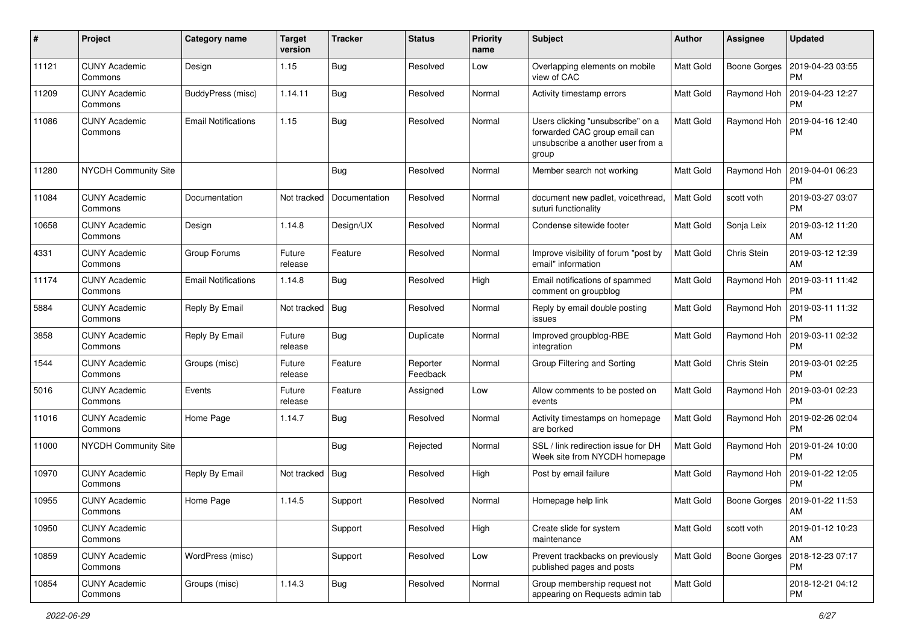| # | Project | Category name | Target version | Tracker | Status | Priority name | Subject | Author | Assignee | Updated |
|---|---|---|---|---|---|---|---|---|---|---|
| 11121 | CUNY Academic Commons | Design | 1.15 | Bug | Resolved | Low | Overlapping elements on mobile view of CAC | Matt Gold | Boone Gorges | 2019-04-23 03:55 PM |
| 11209 | CUNY Academic Commons | BuddyPress (misc) | 1.14.11 | Bug | Resolved | Normal | Activity timestamp errors | Matt Gold | Raymond Hoh | 2019-04-23 12:27 PM |
| 11086 | CUNY Academic Commons | Email Notifications | 1.15 | Bug | Resolved | Normal | Users clicking "unsubscribe" on a forwarded CAC group email can unsubscribe a another user from a group | Matt Gold | Raymond Hoh | 2019-04-16 12:40 PM |
| 11280 | NYCDH Community Site | | | Bug | Resolved | Normal | Member search not working | Matt Gold | Raymond Hoh | 2019-04-01 06:23 PM |
| 11084 | CUNY Academic Commons | Documentation | Not tracked | Documentation | Resolved | Normal | document new padlet, voicethread, suturi functionality | Matt Gold | scott voth | 2019-03-27 03:07 PM |
| 10658 | CUNY Academic Commons | Design | 1.14.8 | Design/UX | Resolved | Normal | Condense sitewide footer | Matt Gold | Sonja Leix | 2019-03-12 11:20 AM |
| 4331 | CUNY Academic Commons | Group Forums | Future release | Feature | Resolved | Normal | Improve visibility of forum "post by email" information | Matt Gold | Chris Stein | 2019-03-12 12:39 AM |
| 11174 | CUNY Academic Commons | Email Notifications | 1.14.8 | Bug | Resolved | High | Email notifications of spammed comment on groupblog | Matt Gold | Raymond Hoh | 2019-03-11 11:42 PM |
| 5884 | CUNY Academic Commons | Reply By Email | Not tracked | Bug | Resolved | Normal | Reply by email double posting issues | Matt Gold | Raymond Hoh | 2019-03-11 11:32 PM |
| 3858 | CUNY Academic Commons | Reply By Email | Future release | Bug | Duplicate | Normal | Improved groupblog-RBE integration | Matt Gold | Raymond Hoh | 2019-03-11 02:32 PM |
| 1544 | CUNY Academic Commons | Groups (misc) | Future release | Feature | Reporter Feedback | Normal | Group Filtering and Sorting | Matt Gold | Chris Stein | 2019-03-01 02:25 PM |
| 5016 | CUNY Academic Commons | Events | Future release | Feature | Assigned | Low | Allow comments to be posted on events | Matt Gold | Raymond Hoh | 2019-03-01 02:23 PM |
| 11016 | CUNY Academic Commons | Home Page | 1.14.7 | Bug | Resolved | Normal | Activity timestamps on homepage are borked | Matt Gold | Raymond Hoh | 2019-02-26 02:04 PM |
| 11000 | NYCDH Community Site | | | Bug | Rejected | Normal | SSL / link redirection issue for DH Week site from NYCDH homepage | Matt Gold | Raymond Hoh | 2019-01-24 10:00 PM |
| 10970 | CUNY Academic Commons | Reply By Email | Not tracked | Bug | Resolved | High | Post by email failure | Matt Gold | Raymond Hoh | 2019-01-22 12:05 PM |
| 10955 | CUNY Academic Commons | Home Page | 1.14.5 | Support | Resolved | Normal | Homepage help link | Matt Gold | Boone Gorges | 2019-01-22 11:53 AM |
| 10950 | CUNY Academic Commons | | | Support | Resolved | High | Create slide for system maintenance | Matt Gold | scott voth | 2019-01-12 10:23 AM |
| 10859 | CUNY Academic Commons | WordPress (misc) | | Support | Resolved | Low | Prevent trackbacks on previously published pages and posts | Matt Gold | Boone Gorges | 2018-12-23 07:17 PM |
| 10854 | CUNY Academic Commons | Groups (misc) | 1.14.3 | Bug | Resolved | Normal | Group membership request not appearing on Requests admin tab | Matt Gold | | 2018-12-21 04:12 PM |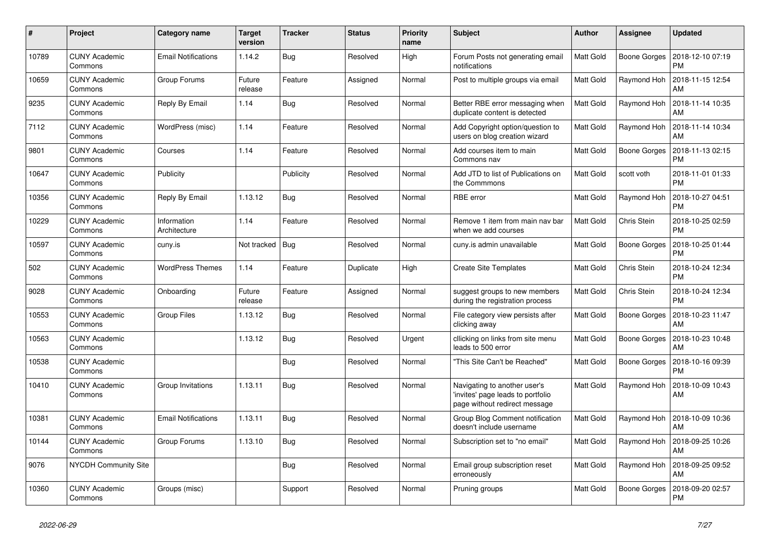| # | Project | Category name | Target version | Tracker | Status | Priority name | Subject | Author | Assignee | Updated |
|---|---|---|---|---|---|---|---|---|---|---|
| 10789 | CUNY Academic Commons | Email Notifications | 1.14.2 | Bug | Resolved | High | Forum Posts not generating email notifications | Matt Gold | Boone Gorges | 2018-12-10 07:19 PM |
| 10659 | CUNY Academic Commons | Group Forums | Future release | Feature | Assigned | Normal | Post to multiple groups via email | Matt Gold | Raymond Hoh | 2018-11-15 12:54 AM |
| 9235 | CUNY Academic Commons | Reply By Email | 1.14 | Bug | Resolved | Normal | Better RBE error messaging when duplicate content is detected | Matt Gold | Raymond Hoh | 2018-11-14 10:35 AM |
| 7112 | CUNY Academic Commons | WordPress (misc) | 1.14 | Feature | Resolved | Normal | Add Copyright option/question to users on blog creation wizard | Matt Gold | Raymond Hoh | 2018-11-14 10:34 AM |
| 9801 | CUNY Academic Commons | Courses | 1.14 | Feature | Resolved | Normal | Add courses item to main Commons nav | Matt Gold | Boone Gorges | 2018-11-13 02:15 PM |
| 10647 | CUNY Academic Commons | Publicity | | Publicity | Resolved | Normal | Add JTD to list of Publications on the Commmons | Matt Gold | scott voth | 2018-11-01 01:33 PM |
| 10356 | CUNY Academic Commons | Reply By Email | 1.13.12 | Bug | Resolved | Normal | RBE error | Matt Gold | Raymond Hoh | 2018-10-27 04:51 PM |
| 10229 | CUNY Academic Commons | Information Architecture | 1.14 | Feature | Resolved | Normal | Remove 1 item from main nav bar when we add courses | Matt Gold | Chris Stein | 2018-10-25 02:59 PM |
| 10597 | CUNY Academic Commons | cuny.is | Not tracked | Bug | Resolved | Normal | cuny.is admin unavailable | Matt Gold | Boone Gorges | 2018-10-25 01:44 PM |
| 502 | CUNY Academic Commons | WordPress Themes | 1.14 | Feature | Duplicate | High | Create Site Templates | Matt Gold | Chris Stein | 2018-10-24 12:34 PM |
| 9028 | CUNY Academic Commons | Onboarding | Future release | Feature | Assigned | Normal | suggest groups to new members during the registration process | Matt Gold | Chris Stein | 2018-10-24 12:34 PM |
| 10553 | CUNY Academic Commons | Group Files | 1.13.12 | Bug | Resolved | Normal | File category view persists after clicking away | Matt Gold | Boone Gorges | 2018-10-23 11:47 AM |
| 10563 | CUNY Academic Commons | | 1.13.12 | Bug | Resolved | Urgent | cllicking on links from site menu leads to 500 error | Matt Gold | Boone Gorges | 2018-10-23 10:48 AM |
| 10538 | CUNY Academic Commons | | | Bug | Resolved | Normal | "This Site Can't be Reached" | Matt Gold | Boone Gorges | 2018-10-16 09:39 PM |
| 10410 | CUNY Academic Commons | Group Invitations | 1.13.11 | Bug | Resolved | Normal | Navigating to another user's 'invites' page leads to portfolio page without redirect message | Matt Gold | Raymond Hoh | 2018-10-09 10:43 AM |
| 10381 | CUNY Academic Commons | Email Notifications | 1.13.11 | Bug | Resolved | Normal | Group Blog Comment notification doesn't include username | Matt Gold | Raymond Hoh | 2018-10-09 10:36 AM |
| 10144 | CUNY Academic Commons | Group Forums | 1.13.10 | Bug | Resolved | Normal | Subscription set to "no email" | Matt Gold | Raymond Hoh | 2018-09-25 10:26 AM |
| 9076 | NYCDH Community Site | | | Bug | Resolved | Normal | Email group subscription reset erroneously | Matt Gold | Raymond Hoh | 2018-09-25 09:52 AM |
| 10360 | CUNY Academic Commons | Groups (misc) | | Support | Resolved | Normal | Pruning groups | Matt Gold | Boone Gorges | 2018-09-20 02:57 PM |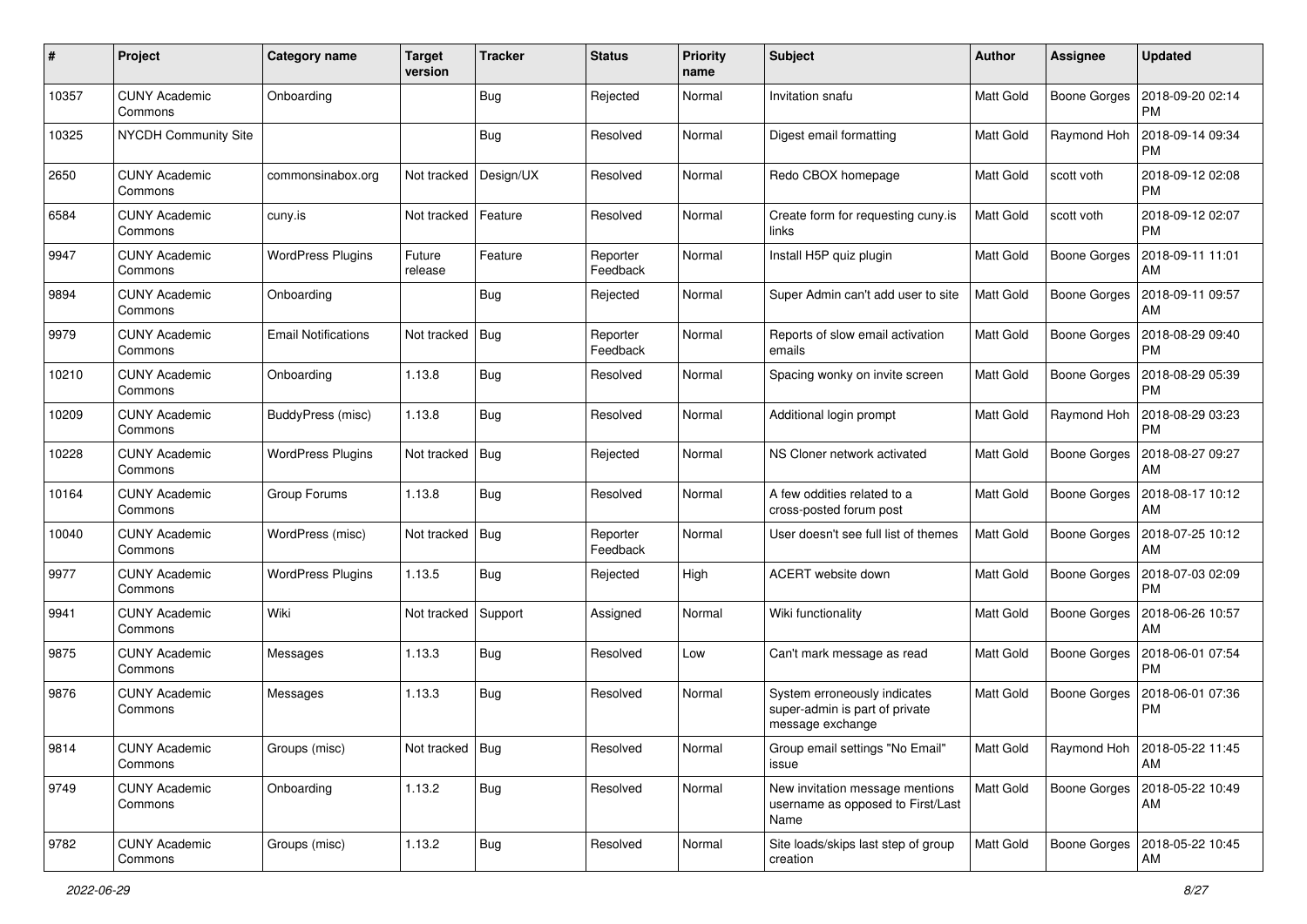| # | Project | Category name | Target version | Tracker | Status | Priority name | Subject | Author | Assignee | Updated |
|---|---|---|---|---|---|---|---|---|---|---|
| 10357 | CUNY Academic Commons | Onboarding | | Bug | Rejected | Normal | Invitation snafu | Matt Gold | Boone Gorges | 2018-09-20 02:14 PM |
| 10325 | NYCDH Community Site | | | Bug | Resolved | Normal | Digest email formatting | Matt Gold | Raymond Hoh | 2018-09-14 09:34 PM |
| 2650 | CUNY Academic Commons | commonsinabox.org | Not tracked | Design/UX | Resolved | Normal | Redo CBOX homepage | Matt Gold | scott voth | 2018-09-12 02:08 PM |
| 6584 | CUNY Academic Commons | cuny.is | Not tracked | Feature | Resolved | Normal | Create form for requesting cuny.is links | Matt Gold | scott voth | 2018-09-12 02:07 PM |
| 9947 | CUNY Academic Commons | WordPress Plugins | Future release | Feature | Reporter Feedback | Normal | Install H5P quiz plugin | Matt Gold | Boone Gorges | 2018-09-11 11:01 AM |
| 9894 | CUNY Academic Commons | Onboarding | | Bug | Rejected | Normal | Super Admin can't add user to site | Matt Gold | Boone Gorges | 2018-09-11 09:57 AM |
| 9979 | CUNY Academic Commons | Email Notifications | Not tracked | Bug | Reporter Feedback | Normal | Reports of slow email activation emails | Matt Gold | Boone Gorges | 2018-08-29 09:40 PM |
| 10210 | CUNY Academic Commons | Onboarding | 1.13.8 | Bug | Resolved | Normal | Spacing wonky on invite screen | Matt Gold | Boone Gorges | 2018-08-29 05:39 PM |
| 10209 | CUNY Academic Commons | BuddyPress (misc) | 1.13.8 | Bug | Resolved | Normal | Additional login prompt | Matt Gold | Raymond Hoh | 2018-08-29 03:23 PM |
| 10228 | CUNY Academic Commons | WordPress Plugins | Not tracked | Bug | Rejected | Normal | NS Cloner network activated | Matt Gold | Boone Gorges | 2018-08-27 09:27 AM |
| 10164 | CUNY Academic Commons | Group Forums | 1.13.8 | Bug | Resolved | Normal | A few oddities related to a cross-posted forum post | Matt Gold | Boone Gorges | 2018-08-17 10:12 AM |
| 10040 | CUNY Academic Commons | WordPress (misc) | Not tracked | Bug | Reporter Feedback | Normal | User doesn't see full list of themes | Matt Gold | Boone Gorges | 2018-07-25 10:12 AM |
| 9977 | CUNY Academic Commons | WordPress Plugins | 1.13.5 | Bug | Rejected | High | ACERT website down | Matt Gold | Boone Gorges | 2018-07-03 02:09 PM |
| 9941 | CUNY Academic Commons | Wiki | Not tracked | Support | Assigned | Normal | Wiki functionality | Matt Gold | Boone Gorges | 2018-06-26 10:57 AM |
| 9875 | CUNY Academic Commons | Messages | 1.13.3 | Bug | Resolved | Low | Can't mark message as read | Matt Gold | Boone Gorges | 2018-06-01 07:54 PM |
| 9876 | CUNY Academic Commons | Messages | 1.13.3 | Bug | Resolved | Normal | System erroneously indicates super-admin is part of private message exchange | Matt Gold | Boone Gorges | 2018-06-01 07:36 PM |
| 9814 | CUNY Academic Commons | Groups (misc) | Not tracked | Bug | Resolved | Normal | Group email settings "No Email" issue | Matt Gold | Raymond Hoh | 2018-05-22 11:45 AM |
| 9749 | CUNY Academic Commons | Onboarding | 1.13.2 | Bug | Resolved | Normal | New invitation message mentions username as opposed to First/Last Name | Matt Gold | Boone Gorges | 2018-05-22 10:49 AM |
| 9782 | CUNY Academic Commons | Groups (misc) | 1.13.2 | Bug | Resolved | Normal | Site loads/skips last step of group creation | Matt Gold | Boone Gorges | 2018-05-22 10:45 AM |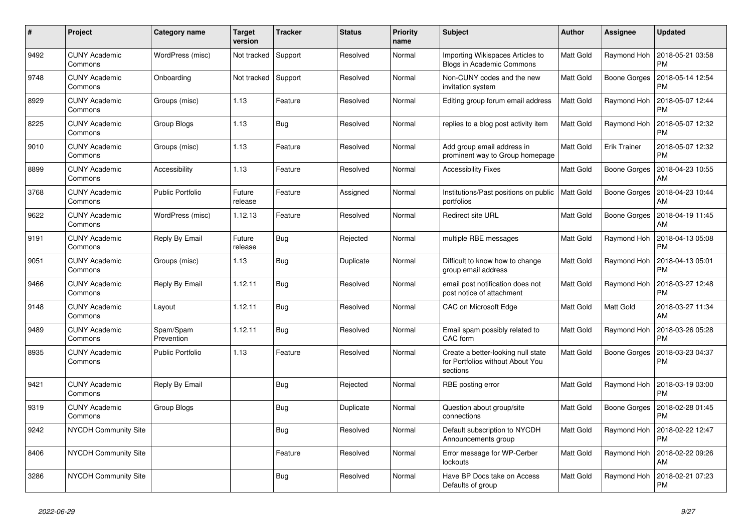| # | Project | Category name | Target version | Tracker | Status | Priority name | Subject | Author | Assignee | Updated |
|---|---|---|---|---|---|---|---|---|---|---|
| 9492 | CUNY Academic Commons | WordPress (misc) | Not tracked | Support | Resolved | Normal | Importing Wikispaces Articles to Blogs in Academic Commons | Matt Gold | Raymond Hoh | 2018-05-21 03:58 PM |
| 9748 | CUNY Academic Commons | Onboarding | Not tracked | Support | Resolved | Normal | Non-CUNY codes and the new invitation system | Matt Gold | Boone Gorges | 2018-05-14 12:54 PM |
| 8929 | CUNY Academic Commons | Groups (misc) | 1.13 | Feature | Resolved | Normal | Editing group forum email address | Matt Gold | Raymond Hoh | 2018-05-07 12:44 PM |
| 8225 | CUNY Academic Commons | Group Blogs | 1.13 | Bug | Resolved | Normal | replies to a blog post activity item | Matt Gold | Raymond Hoh | 2018-05-07 12:32 PM |
| 9010 | CUNY Academic Commons | Groups (misc) | 1.13 | Feature | Resolved | Normal | Add group email address in prominent way to Group homepage | Matt Gold | Erik Trainer | 2018-05-07 12:32 PM |
| 8899 | CUNY Academic Commons | Accessibility | 1.13 | Feature | Resolved | Normal | Accessibility Fixes | Matt Gold | Boone Gorges | 2018-04-23 10:55 AM |
| 3768 | CUNY Academic Commons | Public Portfolio | Future release | Feature | Assigned | Normal | Institutions/Past positions on public portfolios | Matt Gold | Boone Gorges | 2018-04-23 10:44 AM |
| 9622 | CUNY Academic Commons | WordPress (misc) | 1.12.13 | Feature | Resolved | Normal | Redirect site URL | Matt Gold | Boone Gorges | 2018-04-19 11:45 AM |
| 9191 | CUNY Academic Commons | Reply By Email | Future release | Bug | Rejected | Normal | multiple RBE messages | Matt Gold | Raymond Hoh | 2018-04-13 05:08 PM |
| 9051 | CUNY Academic Commons | Groups (misc) | 1.13 | Bug | Duplicate | Normal | Difficult to know how to change group email address | Matt Gold | Raymond Hoh | 2018-04-13 05:01 PM |
| 9466 | CUNY Academic Commons | Reply By Email | 1.12.11 | Bug | Resolved | Normal | email post notification does not post notice of attachment | Matt Gold | Raymond Hoh | 2018-03-27 12:48 PM |
| 9148 | CUNY Academic Commons | Layout | 1.12.11 | Bug | Resolved | Normal | CAC on Microsoft Edge | Matt Gold | Matt Gold | 2018-03-27 11:34 AM |
| 9489 | CUNY Academic Commons | Spam/Spam Prevention | 1.12.11 | Bug | Resolved | Normal | Email spam possibly related to CAC form | Matt Gold | Raymond Hoh | 2018-03-26 05:28 PM |
| 8935 | CUNY Academic Commons | Public Portfolio | 1.13 | Feature | Resolved | Normal | Create a better-looking null state for Portfolios without About You sections | Matt Gold | Boone Gorges | 2018-03-23 04:37 PM |
| 9421 | CUNY Academic Commons | Reply By Email | | Bug | Rejected | Normal | RBE posting error | Matt Gold | Raymond Hoh | 2018-03-19 03:00 PM |
| 9319 | CUNY Academic Commons | Group Blogs | | Bug | Duplicate | Normal | Question about group/site connections | Matt Gold | Boone Gorges | 2018-02-28 01:45 PM |
| 9242 | NYCDH Community Site | | | Bug | Resolved | Normal | Default subscription to NYCDH Announcements group | Matt Gold | Raymond Hoh | 2018-02-22 12:47 PM |
| 8406 | NYCDH Community Site | | | Feature | Resolved | Normal | Error message for WP-Cerber lockouts | Matt Gold | Raymond Hoh | 2018-02-22 09:26 AM |
| 3286 | NYCDH Community Site | | | Bug | Resolved | Normal | Have BP Docs take on Access Defaults of group | Matt Gold | Raymond Hoh | 2018-02-21 07:23 PM |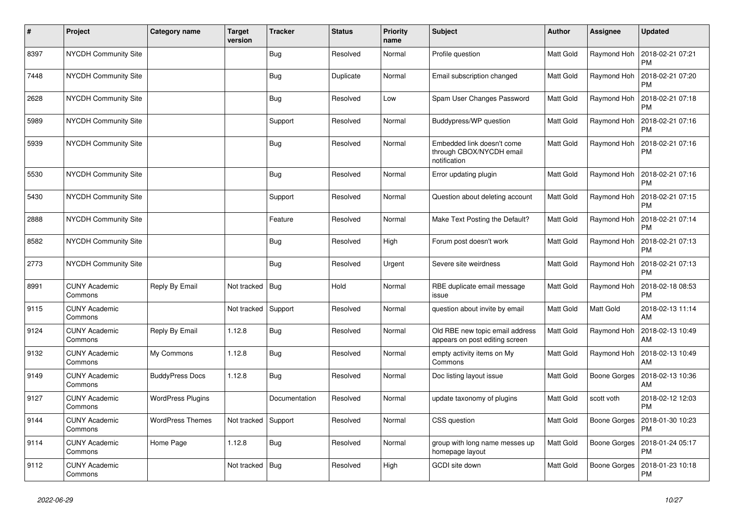| # | Project | Category name | Target version | Tracker | Status | Priority name | Subject | Author | Assignee | Updated |
|---|---|---|---|---|---|---|---|---|---|---|
| 8397 | NYCDH Community Site | | | Bug | Resolved | Normal | Profile question | Matt Gold | Raymond Hoh | 2018-02-21 07:21 PM |
| 7448 | NYCDH Community Site | | | Bug | Duplicate | Normal | Email subscription changed | Matt Gold | Raymond Hoh | 2018-02-21 07:20 PM |
| 2628 | NYCDH Community Site | | | Bug | Resolved | Low | Spam User Changes Password | Matt Gold | Raymond Hoh | 2018-02-21 07:18 PM |
| 5989 | NYCDH Community Site | | | Support | Resolved | Normal | Buddypress/WP question | Matt Gold | Raymond Hoh | 2018-02-21 07:16 PM |
| 5939 | NYCDH Community Site | | | Bug | Resolved | Normal | Embedded link doesn't come through CBOX/NYCDH email notification | Matt Gold | Raymond Hoh | 2018-02-21 07:16 PM |
| 5530 | NYCDH Community Site | | | Bug | Resolved | Normal | Error updating plugin | Matt Gold | Raymond Hoh | 2018-02-21 07:16 PM |
| 5430 | NYCDH Community Site | | | Support | Resolved | Normal | Question about deleting account | Matt Gold | Raymond Hoh | 2018-02-21 07:15 PM |
| 2888 | NYCDH Community Site | | | Feature | Resolved | Normal | Make Text Posting the Default? | Matt Gold | Raymond Hoh | 2018-02-21 07:14 PM |
| 8582 | NYCDH Community Site | | | Bug | Resolved | High | Forum post doesn't work | Matt Gold | Raymond Hoh | 2018-02-21 07:13 PM |
| 2773 | NYCDH Community Site | | | Bug | Resolved | Urgent | Severe site weirdness | Matt Gold | Raymond Hoh | 2018-02-21 07:13 PM |
| 8991 | CUNY Academic Commons | Reply By Email | Not tracked | Bug | Hold | Normal | RBE duplicate email message issue | Matt Gold | Raymond Hoh | 2018-02-18 08:53 PM |
| 9115 | CUNY Academic Commons | | Not tracked | Support | Resolved | Normal | question about invite by email | Matt Gold | Matt Gold | 2018-02-13 11:14 AM |
| 9124 | CUNY Academic Commons | Reply By Email | 1.12.8 | Bug | Resolved | Normal | Old RBE new topic email address appears on post editing screen | Matt Gold | Raymond Hoh | 2018-02-13 10:49 AM |
| 9132 | CUNY Academic Commons | My Commons | 1.12.8 | Bug | Resolved | Normal | empty activity items on My Commons | Matt Gold | Raymond Hoh | 2018-02-13 10:49 AM |
| 9149 | CUNY Academic Commons | BuddyPress Docs | 1.12.8 | Bug | Resolved | Normal | Doc listing layout issue | Matt Gold | Boone Gorges | 2018-02-13 10:36 AM |
| 9127 | CUNY Academic Commons | WordPress Plugins | | Documentation | Resolved | Normal | update taxonomy of plugins | Matt Gold | scott voth | 2018-02-12 12:03 PM |
| 9144 | CUNY Academic Commons | WordPress Themes | Not tracked | Support | Resolved | Normal | CSS question | Matt Gold | Boone Gorges | 2018-01-30 10:23 PM |
| 9114 | CUNY Academic Commons | Home Page | 1.12.8 | Bug | Resolved | Normal | group with long name messes up homepage layout | Matt Gold | Boone Gorges | 2018-01-24 05:17 PM |
| 9112 | CUNY Academic Commons | | Not tracked | Bug | Resolved | High | GCDI site down | Matt Gold | Boone Gorges | 2018-01-23 10:18 PM |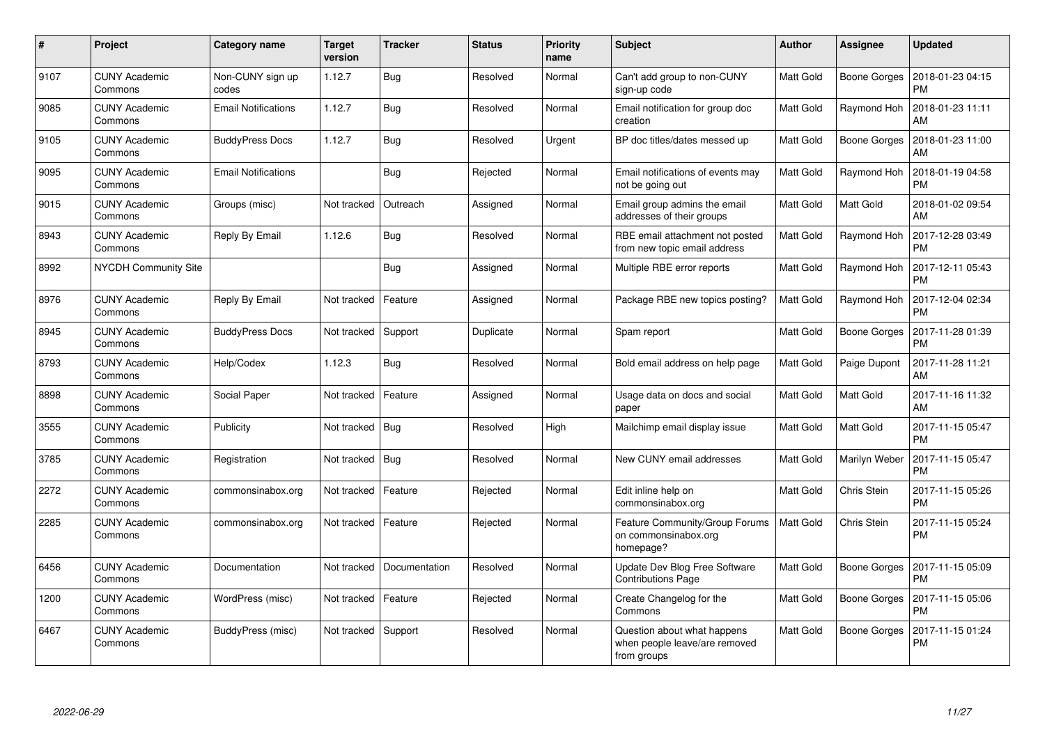| # | Project | Category name | Target version | Tracker | Status | Priority name | Subject | Author | Assignee | Updated |
|---|---|---|---|---|---|---|---|---|---|---|
| 9107 | CUNY Academic Commons | Non-CUNY sign up codes | 1.12.7 | Bug | Resolved | Normal | Can't add group to non-CUNY sign-up code | Matt Gold | Boone Gorges | 2018-01-23 04:15 PM |
| 9085 | CUNY Academic Commons | Email Notifications | 1.12.7 | Bug | Resolved | Normal | Email notification for group doc creation | Matt Gold | Raymond Hoh | 2018-01-23 11:11 AM |
| 9105 | CUNY Academic Commons | BuddyPress Docs | 1.12.7 | Bug | Resolved | Urgent | BP doc titles/dates messed up | Matt Gold | Boone Gorges | 2018-01-23 11:00 AM |
| 9095 | CUNY Academic Commons | Email Notifications | | Bug | Rejected | Normal | Email notifications of events may not be going out | Matt Gold | Raymond Hoh | 2018-01-19 04:58 PM |
| 9015 | CUNY Academic Commons | Groups (misc) | Not tracked | Outreach | Assigned | Normal | Email group admins the email addresses of their groups | Matt Gold | Matt Gold | 2018-01-02 09:54 AM |
| 8943 | CUNY Academic Commons | Reply By Email | 1.12.6 | Bug | Resolved | Normal | RBE email attachment not posted from new topic email address | Matt Gold | Raymond Hoh | 2017-12-28 03:49 PM |
| 8992 | NYCDH Community Site | | | Bug | Assigned | Normal | Multiple RBE error reports | Matt Gold | Raymond Hoh | 2017-12-11 05:43 PM |
| 8976 | CUNY Academic Commons | Reply By Email | Not tracked | Feature | Assigned | Normal | Package RBE new topics posting? | Matt Gold | Raymond Hoh | 2017-12-04 02:34 PM |
| 8945 | CUNY Academic Commons | BuddyPress Docs | Not tracked | Support | Duplicate | Normal | Spam report | Matt Gold | Boone Gorges | 2017-11-28 01:39 PM |
| 8793 | CUNY Academic Commons | Help/Codex | 1.12.3 | Bug | Resolved | Normal | Bold email address on help page | Matt Gold | Paige Dupont | 2017-11-28 11:21 AM |
| 8898 | CUNY Academic Commons | Social Paper | Not tracked | Feature | Assigned | Normal | Usage data on docs and social paper | Matt Gold | Matt Gold | 2017-11-16 11:32 AM |
| 3555 | CUNY Academic Commons | Publicity | Not tracked | Bug | Resolved | High | Mailchimp email display issue | Matt Gold | Matt Gold | 2017-11-15 05:47 PM |
| 3785 | CUNY Academic Commons | Registration | Not tracked | Bug | Resolved | Normal | New CUNY email addresses | Matt Gold | Marilyn Weber | 2017-11-15 05:47 PM |
| 2272 | CUNY Academic Commons | commonsinabox.org | Not tracked | Feature | Rejected | Normal | Edit inline help on commonsinabox.org | Matt Gold | Chris Stein | 2017-11-15 05:26 PM |
| 2285 | CUNY Academic Commons | commonsinabox.org | Not tracked | Feature | Rejected | Normal | Feature Community/Group Forums on commonsinabox.org homepage? | Matt Gold | Chris Stein | 2017-11-15 05:24 PM |
| 6456 | CUNY Academic Commons | Documentation | Not tracked | Documentation | Resolved | Normal | Update Dev Blog Free Software Contributions Page | Matt Gold | Boone Gorges | 2017-11-15 05:09 PM |
| 1200 | CUNY Academic Commons | WordPress (misc) | Not tracked | Feature | Rejected | Normal | Create Changelog for the Commons | Matt Gold | Boone Gorges | 2017-11-15 05:06 PM |
| 6467 | CUNY Academic Commons | BuddyPress (misc) | Not tracked | Support | Resolved | Normal | Question about what happens when people leave/are removed from groups | Matt Gold | Boone Gorges | 2017-11-15 01:24 PM |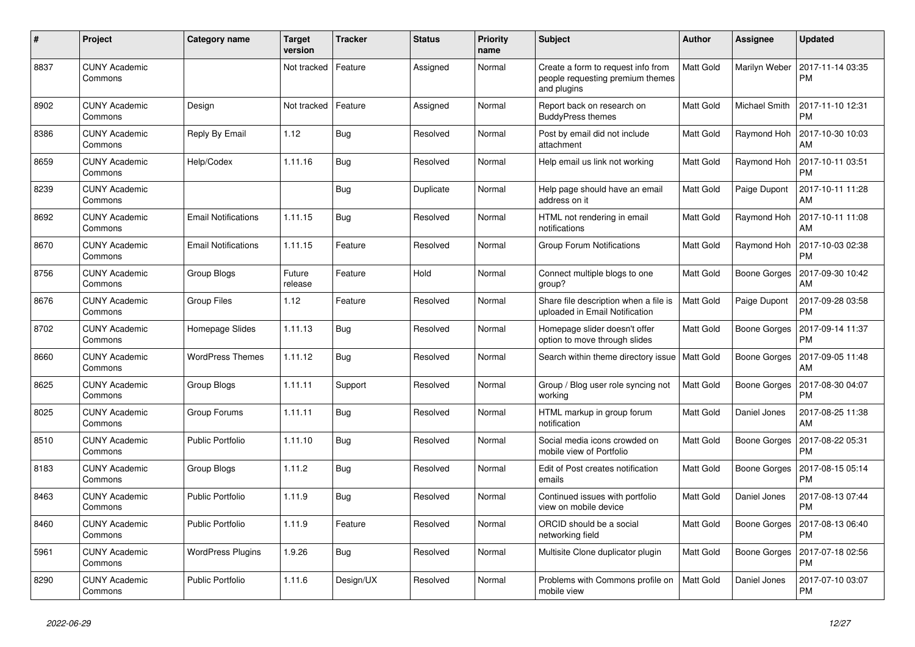| # | Project | Category name | Target version | Tracker | Status | Priority name | Subject | Author | Assignee | Updated |
|---|---|---|---|---|---|---|---|---|---|---|
| 8837 | CUNY Academic Commons | | Not tracked | Feature | Assigned | Normal | Create a form to request info from people requesting premium themes and plugins | Matt Gold | Marilyn Weber | 2017-11-14 03:35 PM |
| 8902 | CUNY Academic Commons | Design | Not tracked | Feature | Assigned | Normal | Report back on research on BuddyPress themes | Matt Gold | Michael Smith | 2017-11-10 12:31 PM |
| 8386 | CUNY Academic Commons | Reply By Email | 1.12 | Bug | Resolved | Normal | Post by email did not include attachment | Matt Gold | Raymond Hoh | 2017-10-30 10:03 AM |
| 8659 | CUNY Academic Commons | Help/Codex | 1.11.16 | Bug | Resolved | Normal | Help email us link not working | Matt Gold | Raymond Hoh | 2017-10-11 03:51 PM |
| 8239 | CUNY Academic Commons | | | Bug | Duplicate | Normal | Help page should have an email address on it | Matt Gold | Paige Dupont | 2017-10-11 11:28 AM |
| 8692 | CUNY Academic Commons | Email Notifications | 1.11.15 | Bug | Resolved | Normal | HTML not rendering in email notifications | Matt Gold | Raymond Hoh | 2017-10-11 11:08 AM |
| 8670 | CUNY Academic Commons | Email Notifications | 1.11.15 | Feature | Resolved | Normal | Group Forum Notifications | Matt Gold | Raymond Hoh | 2017-10-03 02:38 PM |
| 8756 | CUNY Academic Commons | Group Blogs | Future release | Feature | Hold | Normal | Connect multiple blogs to one group? | Matt Gold | Boone Gorges | 2017-09-30 10:42 AM |
| 8676 | CUNY Academic Commons | Group Files | 1.12 | Feature | Resolved | Normal | Share file description when a file is uploaded in Email Notification | Matt Gold | Paige Dupont | 2017-09-28 03:58 PM |
| 8702 | CUNY Academic Commons | Homepage Slides | 1.11.13 | Bug | Resolved | Normal | Homepage slider doesn't offer option to move through slides | Matt Gold | Boone Gorges | 2017-09-14 11:37 PM |
| 8660 | CUNY Academic Commons | WordPress Themes | 1.11.12 | Bug | Resolved | Normal | Search within theme directory issue | Matt Gold | Boone Gorges | 2017-09-05 11:48 AM |
| 8625 | CUNY Academic Commons | Group Blogs | 1.11.11 | Support | Resolved | Normal | Group / Blog user role syncing not working | Matt Gold | Boone Gorges | 2017-08-30 04:07 PM |
| 8025 | CUNY Academic Commons | Group Forums | 1.11.11 | Bug | Resolved | Normal | HTML markup in group forum notification | Matt Gold | Daniel Jones | 2017-08-25 11:38 AM |
| 8510 | CUNY Academic Commons | Public Portfolio | 1.11.10 | Bug | Resolved | Normal | Social media icons crowded on mobile view of Portfolio | Matt Gold | Boone Gorges | 2017-08-22 05:31 PM |
| 8183 | CUNY Academic Commons | Group Blogs | 1.11.2 | Bug | Resolved | Normal | Edit of Post creates notification emails | Matt Gold | Boone Gorges | 2017-08-15 05:14 PM |
| 8463 | CUNY Academic Commons | Public Portfolio | 1.11.9 | Bug | Resolved | Normal | Continued issues with portfolio view on mobile device | Matt Gold | Daniel Jones | 2017-08-13 07:44 PM |
| 8460 | CUNY Academic Commons | Public Portfolio | 1.11.9 | Feature | Resolved | Normal | ORCID should be a social networking field | Matt Gold | Boone Gorges | 2017-08-13 06:40 PM |
| 5961 | CUNY Academic Commons | WordPress Plugins | 1.9.26 | Bug | Resolved | Normal | Multisite Clone duplicator plugin | Matt Gold | Boone Gorges | 2017-07-18 02:56 PM |
| 8290 | CUNY Academic Commons | Public Portfolio | 1.11.6 | Design/UX | Resolved | Normal | Problems with Commons profile on mobile view | Matt Gold | Daniel Jones | 2017-07-10 03:07 PM |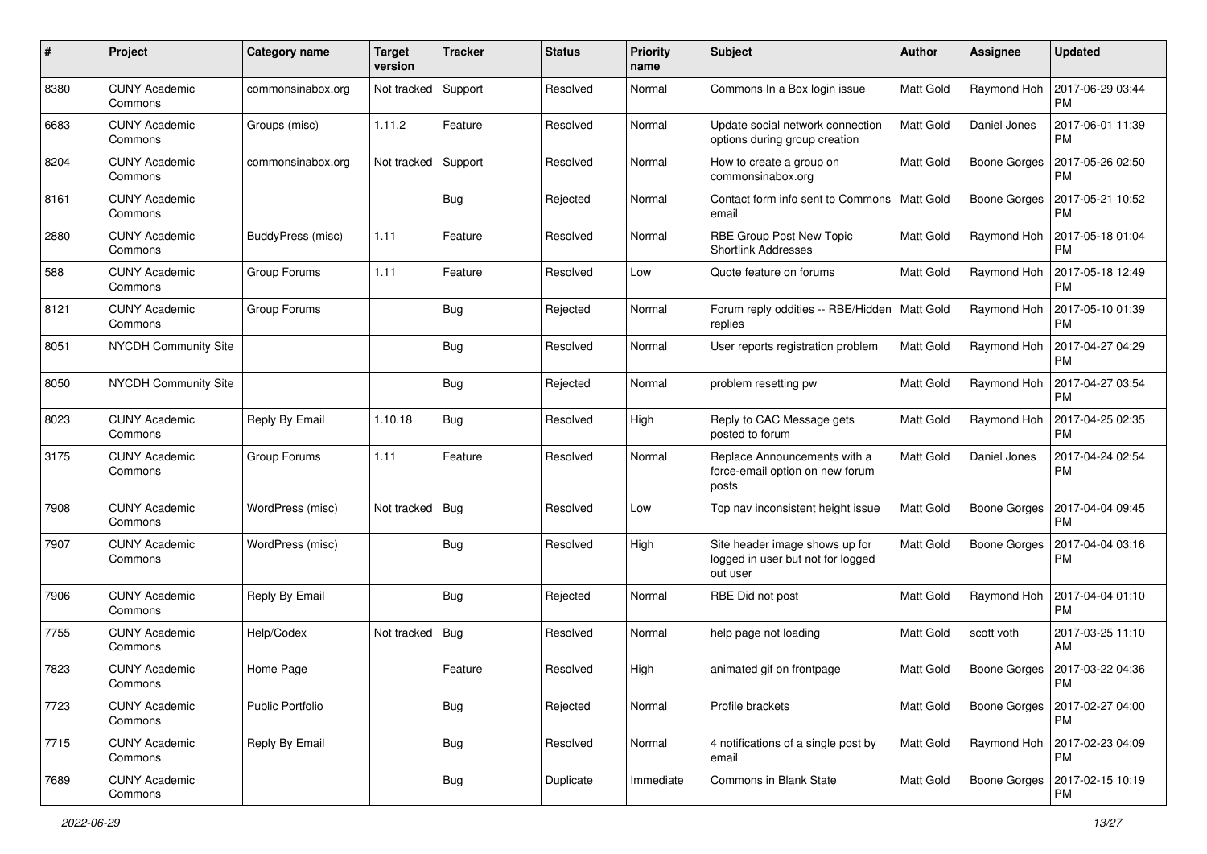| # | Project | Category name | Target version | Tracker | Status | Priority name | Subject | Author | Assignee | Updated |
|---|---|---|---|---|---|---|---|---|---|---|
| 8380 | CUNY Academic Commons | commonsinabox.org | Not tracked | Support | Resolved | Normal | Commons In a Box login issue | Matt Gold | Raymond Hoh | 2017-06-29 03:44 PM |
| 6683 | CUNY Academic Commons | Groups (misc) | 1.11.2 | Feature | Resolved | Normal | Update social network connection options during group creation | Matt Gold | Daniel Jones | 2017-06-01 11:39 PM |
| 8204 | CUNY Academic Commons | commonsinabox.org | Not tracked | Support | Resolved | Normal | How to create a group on commonsinabox.org | Matt Gold | Boone Gorges | 2017-05-26 02:50 PM |
| 8161 | CUNY Academic Commons | | | Bug | Rejected | Normal | Contact form info sent to Commons email | Matt Gold | Boone Gorges | 2017-05-21 10:52 PM |
| 2880 | CUNY Academic Commons | BuddyPress (misc) | 1.11 | Feature | Resolved | Normal | RBE Group Post New Topic Shortlink Addresses | Matt Gold | Raymond Hoh | 2017-05-18 01:04 PM |
| 588 | CUNY Academic Commons | Group Forums | 1.11 | Feature | Resolved | Low | Quote feature on forums | Matt Gold | Raymond Hoh | 2017-05-18 12:49 PM |
| 8121 | CUNY Academic Commons | Group Forums | | Bug | Rejected | Normal | Forum reply oddities -- RBE/Hidden replies | Matt Gold | Raymond Hoh | 2017-05-10 01:39 PM |
| 8051 | NYCDH Community Site | | | Bug | Resolved | Normal | User reports registration problem | Matt Gold | Raymond Hoh | 2017-04-27 04:29 PM |
| 8050 | NYCDH Community Site | | | Bug | Rejected | Normal | problem resetting pw | Matt Gold | Raymond Hoh | 2017-04-27 03:54 PM |
| 8023 | CUNY Academic Commons | Reply By Email | 1.10.18 | Bug | Resolved | High | Reply to CAC Message gets posted to forum | Matt Gold | Raymond Hoh | 2017-04-25 02:35 PM |
| 3175 | CUNY Academic Commons | Group Forums | 1.11 | Feature | Resolved | Normal | Replace Announcements with a force-email option on new forum posts | Matt Gold | Daniel Jones | 2017-04-24 02:54 PM |
| 7908 | CUNY Academic Commons | WordPress (misc) | Not tracked | Bug | Resolved | Low | Top nav inconsistent height issue | Matt Gold | Boone Gorges | 2017-04-04 09:45 PM |
| 7907 | CUNY Academic Commons | WordPress (misc) | | Bug | Resolved | High | Site header image shows up for logged in user but not for logged out user | Matt Gold | Boone Gorges | 2017-04-04 03:16 PM |
| 7906 | CUNY Academic Commons | Reply By Email | | Bug | Rejected | Normal | RBE Did not post | Matt Gold | Raymond Hoh | 2017-04-04 01:10 PM |
| 7755 | CUNY Academic Commons | Help/Codex | Not tracked | Bug | Resolved | Normal | help page not loading | Matt Gold | scott voth | 2017-03-25 11:10 AM |
| 7823 | CUNY Academic Commons | Home Page | | Feature | Resolved | High | animated gif on frontpage | Matt Gold | Boone Gorges | 2017-03-22 04:36 PM |
| 7723 | CUNY Academic Commons | Public Portfolio | | Bug | Rejected | Normal | Profile brackets | Matt Gold | Boone Gorges | 2017-02-27 04:00 PM |
| 7715 | CUNY Academic Commons | Reply By Email | | Bug | Resolved | Normal | 4 notifications of a single post by email | Matt Gold | Raymond Hoh | 2017-02-23 04:09 PM |
| 7689 | CUNY Academic Commons | | | Bug | Duplicate | Immediate | Commons in Blank State | Matt Gold | Boone Gorges | 2017-02-15 10:19 PM |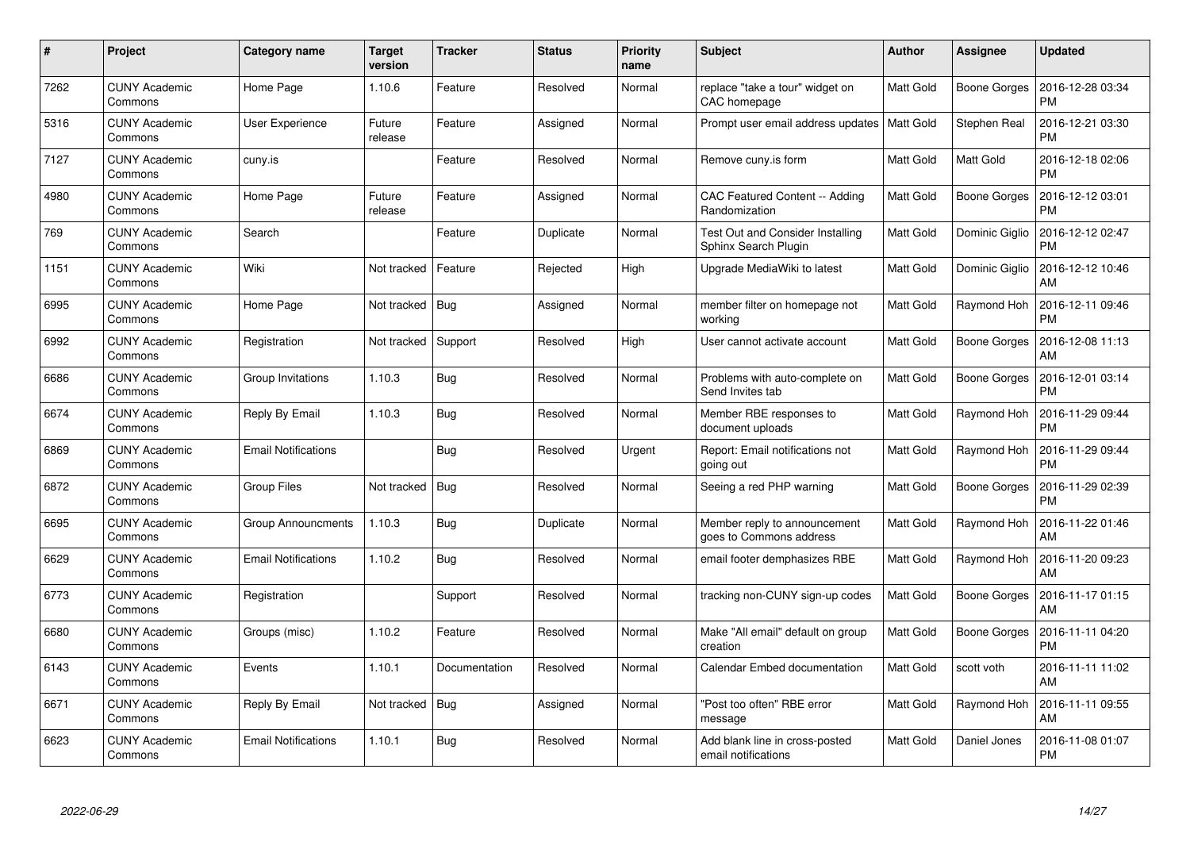| # | Project | Category name | Target version | Tracker | Status | Priority name | Subject | Author | Assignee | Updated |
|---|---|---|---|---|---|---|---|---|---|---|
| 7262 | CUNY Academic Commons | Home Page | 1.10.6 | Feature | Resolved | Normal | replace "take a tour" widget on CAC homepage | Matt Gold | Boone Gorges | 2016-12-28 03:34 PM |
| 5316 | CUNY Academic Commons | User Experience | Future release | Feature | Assigned | Normal | Prompt user email address updates | Matt Gold | Stephen Real | 2016-12-21 03:30 PM |
| 7127 | CUNY Academic Commons | cuny.is | | Feature | Resolved | Normal | Remove cuny.is form | Matt Gold | Matt Gold | 2016-12-18 02:06 PM |
| 4980 | CUNY Academic Commons | Home Page | Future release | Feature | Assigned | Normal | CAC Featured Content -- Adding Randomization | Matt Gold | Boone Gorges | 2016-12-12 03:01 PM |
| 769 | CUNY Academic Commons | Search | | Feature | Duplicate | Normal | Test Out and Consider Installing Sphinx Search Plugin | Matt Gold | Dominic Giglio | 2016-12-12 02:47 PM |
| 1151 | CUNY Academic Commons | Wiki | Not tracked | Feature | Rejected | High | Upgrade MediaWiki to latest | Matt Gold | Dominic Giglio | 2016-12-12 10:46 AM |
| 6995 | CUNY Academic Commons | Home Page | Not tracked | Bug | Assigned | Normal | member filter on homepage not working | Matt Gold | Raymond Hoh | 2016-12-11 09:46 PM |
| 6992 | CUNY Academic Commons | Registration | Not tracked | Support | Resolved | High | User cannot activate account | Matt Gold | Boone Gorges | 2016-12-08 11:13 AM |
| 6686 | CUNY Academic Commons | Group Invitations | 1.10.3 | Bug | Resolved | Normal | Problems with auto-complete on Send Invites tab | Matt Gold | Boone Gorges | 2016-12-01 03:14 PM |
| 6674 | CUNY Academic Commons | Reply By Email | 1.10.3 | Bug | Resolved | Normal | Member RBE responses to document uploads | Matt Gold | Raymond Hoh | 2016-11-29 09:44 PM |
| 6869 | CUNY Academic Commons | Email Notifications | | Bug | Resolved | Urgent | Report: Email notifications not going out | Matt Gold | Raymond Hoh | 2016-11-29 09:44 PM |
| 6872 | CUNY Academic Commons | Group Files | Not tracked | Bug | Resolved | Normal | Seeing a red PHP warning | Matt Gold | Boone Gorges | 2016-11-29 02:39 PM |
| 6695 | CUNY Academic Commons | Group Announcments | 1.10.3 | Bug | Duplicate | Normal | Member reply to announcement goes to Commons address | Matt Gold | Raymond Hoh | 2016-11-22 01:46 AM |
| 6629 | CUNY Academic Commons | Email Notifications | 1.10.2 | Bug | Resolved | Normal | email footer demphasizes RBE | Matt Gold | Raymond Hoh | 2016-11-20 09:23 AM |
| 6773 | CUNY Academic Commons | Registration | | Support | Resolved | Normal | tracking non-CUNY sign-up codes | Matt Gold | Boone Gorges | 2016-11-17 01:15 AM |
| 6680 | CUNY Academic Commons | Groups (misc) | 1.10.2 | Feature | Resolved | Normal | Make "All email" default on group creation | Matt Gold | Boone Gorges | 2016-11-11 04:20 PM |
| 6143 | CUNY Academic Commons | Events | 1.10.1 | Documentation | Resolved | Normal | Calendar Embed documentation | Matt Gold | scott voth | 2016-11-11 11:02 AM |
| 6671 | CUNY Academic Commons | Reply By Email | Not tracked | Bug | Assigned | Normal | "Post too often" RBE error message | Matt Gold | Raymond Hoh | 2016-11-11 09:55 AM |
| 6623 | CUNY Academic Commons | Email Notifications | 1.10.1 | Bug | Resolved | Normal | Add blank line in cross-posted email notifications | Matt Gold | Daniel Jones | 2016-11-08 01:07 PM |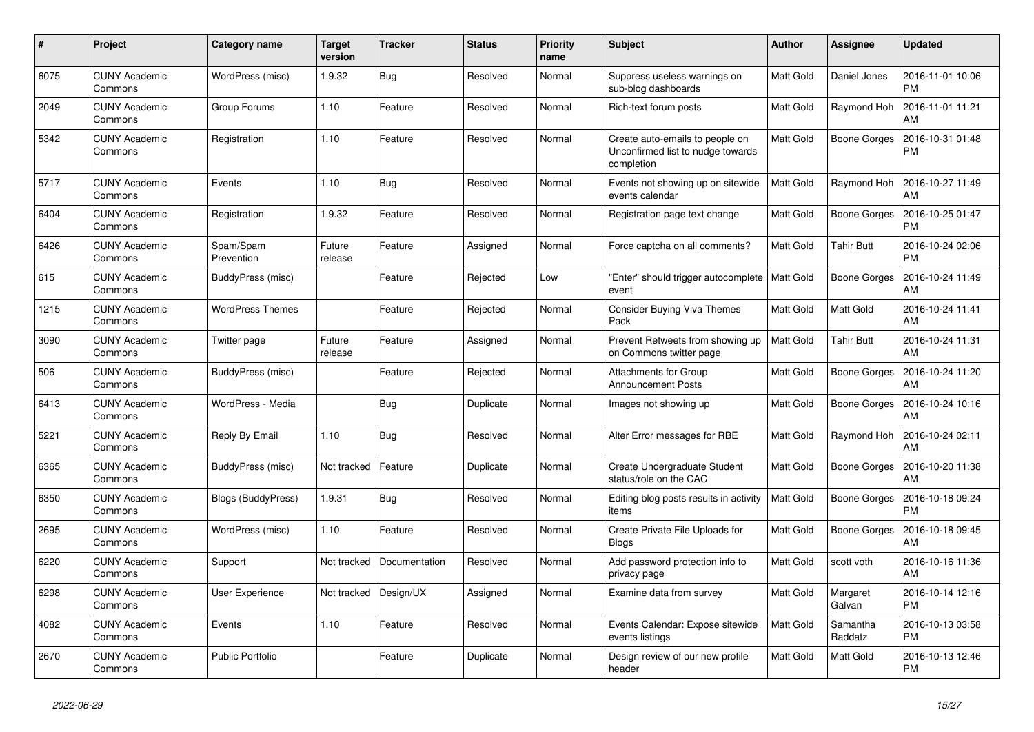| # | Project | Category name | Target version | Tracker | Status | Priority name | Subject | Author | Assignee | Updated |
|---|---|---|---|---|---|---|---|---|---|---|
| 6075 | CUNY Academic Commons | WordPress (misc) | 1.9.32 | Bug | Resolved | Normal | Suppress useless warnings on sub-blog dashboards | Matt Gold | Daniel Jones | 2016-11-01 10:06 PM |
| 2049 | CUNY Academic Commons | Group Forums | 1.10 | Feature | Resolved | Normal | Rich-text forum posts | Matt Gold | Raymond Hoh | 2016-11-01 11:21 AM |
| 5342 | CUNY Academic Commons | Registration | 1.10 | Feature | Resolved | Normal | Create auto-emails to people on Unconfirmed list to nudge towards completion | Matt Gold | Boone Gorges | 2016-10-31 01:48 PM |
| 5717 | CUNY Academic Commons | Events | 1.10 | Bug | Resolved | Normal | Events not showing up on sitewide events calendar | Matt Gold | Raymond Hoh | 2016-10-27 11:49 AM |
| 6404 | CUNY Academic Commons | Registration | 1.9.32 | Feature | Resolved | Normal | Registration page text change | Matt Gold | Boone Gorges | 2016-10-25 01:47 PM |
| 6426 | CUNY Academic Commons | Spam/Spam Prevention | Future release | Feature | Assigned | Normal | Force captcha on all comments? | Matt Gold | Tahir Butt | 2016-10-24 02:06 PM |
| 615 | CUNY Academic Commons | BuddyPress (misc) | | Feature | Rejected | Low | "Enter" should trigger autocomplete event | Matt Gold | Boone Gorges | 2016-10-24 11:49 AM |
| 1215 | CUNY Academic Commons | WordPress Themes | | Feature | Rejected | Normal | Consider Buying Viva Themes Pack | Matt Gold | Matt Gold | 2016-10-24 11:41 AM |
| 3090 | CUNY Academic Commons | Twitter page | Future release | Feature | Assigned | Normal | Prevent Retweets from showing up on Commons twitter page | Matt Gold | Tahir Butt | 2016-10-24 11:31 AM |
| 506 | CUNY Academic Commons | BuddyPress (misc) | | Feature | Rejected | Normal | Attachments for Group Announcement Posts | Matt Gold | Boone Gorges | 2016-10-24 11:20 AM |
| 6413 | CUNY Academic Commons | WordPress - Media | | Bug | Duplicate | Normal | Images not showing up | Matt Gold | Boone Gorges | 2016-10-24 10:16 AM |
| 5221 | CUNY Academic Commons | Reply By Email | 1.10 | Bug | Resolved | Normal | Alter Error messages for RBE | Matt Gold | Raymond Hoh | 2016-10-24 02:11 AM |
| 6365 | CUNY Academic Commons | BuddyPress (misc) | Not tracked | Feature | Duplicate | Normal | Create Undergraduate Student status/role on the CAC | Matt Gold | Boone Gorges | 2016-10-20 11:38 AM |
| 6350 | CUNY Academic Commons | Blogs (BuddyPress) | 1.9.31 | Bug | Resolved | Normal | Editing blog posts results in activity items | Matt Gold | Boone Gorges | 2016-10-18 09:24 PM |
| 2695 | CUNY Academic Commons | WordPress (misc) | 1.10 | Feature | Resolved | Normal | Create Private File Uploads for Blogs | Matt Gold | Boone Gorges | 2016-10-18 09:45 AM |
| 6220 | CUNY Academic Commons | Support | Not tracked | Documentation | Resolved | Normal | Add password protection info to privacy page | Matt Gold | scott voth | 2016-10-16 11:36 AM |
| 6298 | CUNY Academic Commons | User Experience | Not tracked | Design/UX | Assigned | Normal | Examine data from survey | Matt Gold | Margaret Galvan | 2016-10-14 12:16 PM |
| 4082 | CUNY Academic Commons | Events | 1.10 | Feature | Resolved | Normal | Events Calendar: Expose sitewide events listings | Matt Gold | Samantha Raddatz | 2016-10-13 03:58 PM |
| 2670 | CUNY Academic Commons | Public Portfolio | | Feature | Duplicate | Normal | Design review of our new profile header | Matt Gold | Matt Gold | 2016-10-13 12:46 PM |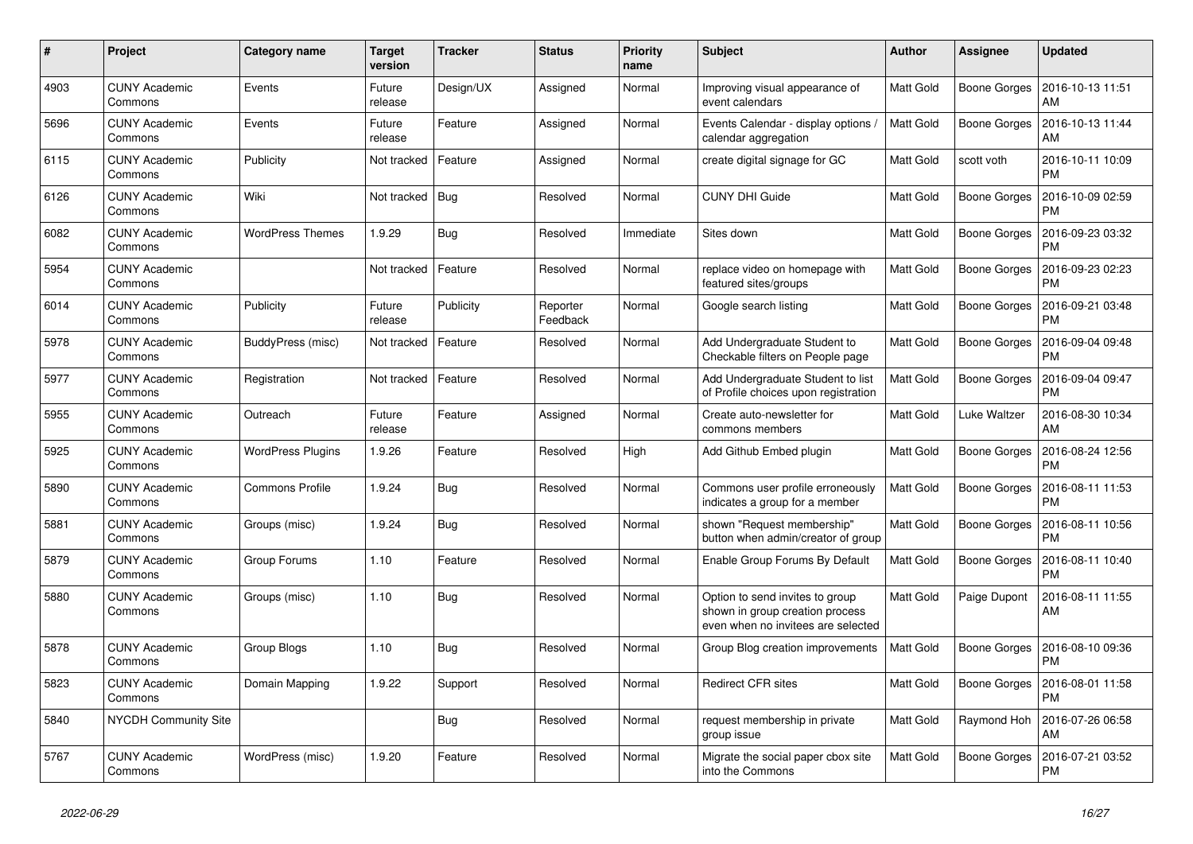| # | Project | Category name | Target version | Tracker | Status | Priority name | Subject | Author | Assignee | Updated |
|---|---|---|---|---|---|---|---|---|---|---|
| 4903 | CUNY Academic Commons | Events | Future release | Design/UX | Assigned | Normal | Improving visual appearance of event calendars | Matt Gold | Boone Gorges | 2016-10-13 11:51 AM |
| 5696 | CUNY Academic Commons | Events | Future release | Feature | Assigned | Normal | Events Calendar - display options / calendar aggregation | Matt Gold | Boone Gorges | 2016-10-13 11:44 AM |
| 6115 | CUNY Academic Commons | Publicity | Not tracked | Feature | Assigned | Normal | create digital signage for GC | Matt Gold | scott voth | 2016-10-11 10:09 PM |
| 6126 | CUNY Academic Commons | Wiki | Not tracked | Bug | Resolved | Normal | CUNY DHI Guide | Matt Gold | Boone Gorges | 2016-10-09 02:59 PM |
| 6082 | CUNY Academic Commons | WordPress Themes | 1.9.29 | Bug | Resolved | Immediate | Sites down | Matt Gold | Boone Gorges | 2016-09-23 03:32 PM |
| 5954 | CUNY Academic Commons | | Not tracked | Feature | Resolved | Normal | replace video on homepage with featured sites/groups | Matt Gold | Boone Gorges | 2016-09-23 02:23 PM |
| 6014 | CUNY Academic Commons | Publicity | Future release | Publicity | Reporter Feedback | Normal | Google search listing | Matt Gold | Boone Gorges | 2016-09-21 03:48 PM |
| 5978 | CUNY Academic Commons | BuddyPress (misc) | Not tracked | Feature | Resolved | Normal | Add Undergraduate Student to Checkable filters on People page | Matt Gold | Boone Gorges | 2016-09-04 09:48 PM |
| 5977 | CUNY Academic Commons | Registration | Not tracked | Feature | Resolved | Normal | Add Undergraduate Student to list of Profile choices upon registration | Matt Gold | Boone Gorges | 2016-09-04 09:47 PM |
| 5955 | CUNY Academic Commons | Outreach | Future release | Feature | Assigned | Normal | Create auto-newsletter for commons members | Matt Gold | Luke Waltzer | 2016-08-30 10:34 AM |
| 5925 | CUNY Academic Commons | WordPress Plugins | 1.9.26 | Feature | Resolved | High | Add Github Embed plugin | Matt Gold | Boone Gorges | 2016-08-24 12:56 PM |
| 5890 | CUNY Academic Commons | Commons Profile | 1.9.24 | Bug | Resolved | Normal | Commons user profile erroneously indicates a group for a member | Matt Gold | Boone Gorges | 2016-08-11 11:53 PM |
| 5881 | CUNY Academic Commons | Groups (misc) | 1.9.24 | Bug | Resolved | Normal | shown "Request membership" button when admin/creator of group | Matt Gold | Boone Gorges | 2016-08-11 10:56 PM |
| 5879 | CUNY Academic Commons | Group Forums | 1.10 | Feature | Resolved | Normal | Enable Group Forums By Default | Matt Gold | Boone Gorges | 2016-08-11 10:40 PM |
| 5880 | CUNY Academic Commons | Groups (misc) | 1.10 | Bug | Resolved | Normal | Option to send invites to group shown in group creation process even when no invitees are selected | Matt Gold | Paige Dupont | 2016-08-11 11:55 AM |
| 5878 | CUNY Academic Commons | Group Blogs | 1.10 | Bug | Resolved | Normal | Group Blog creation improvements | Matt Gold | Boone Gorges | 2016-08-10 09:36 PM |
| 5823 | CUNY Academic Commons | Domain Mapping | 1.9.22 | Support | Resolved | Normal | Redirect CFR sites | Matt Gold | Boone Gorges | 2016-08-01 11:58 PM |
| 5840 | NYCDH Community Site | | | Bug | Resolved | Normal | request membership in private group issue | Matt Gold | Raymond Hoh | 2016-07-26 06:58 AM |
| 5767 | CUNY Academic Commons | WordPress (misc) | 1.9.20 | Feature | Resolved | Normal | Migrate the social paper cbox site into the Commons | Matt Gold | Boone Gorges | 2016-07-21 03:52 PM |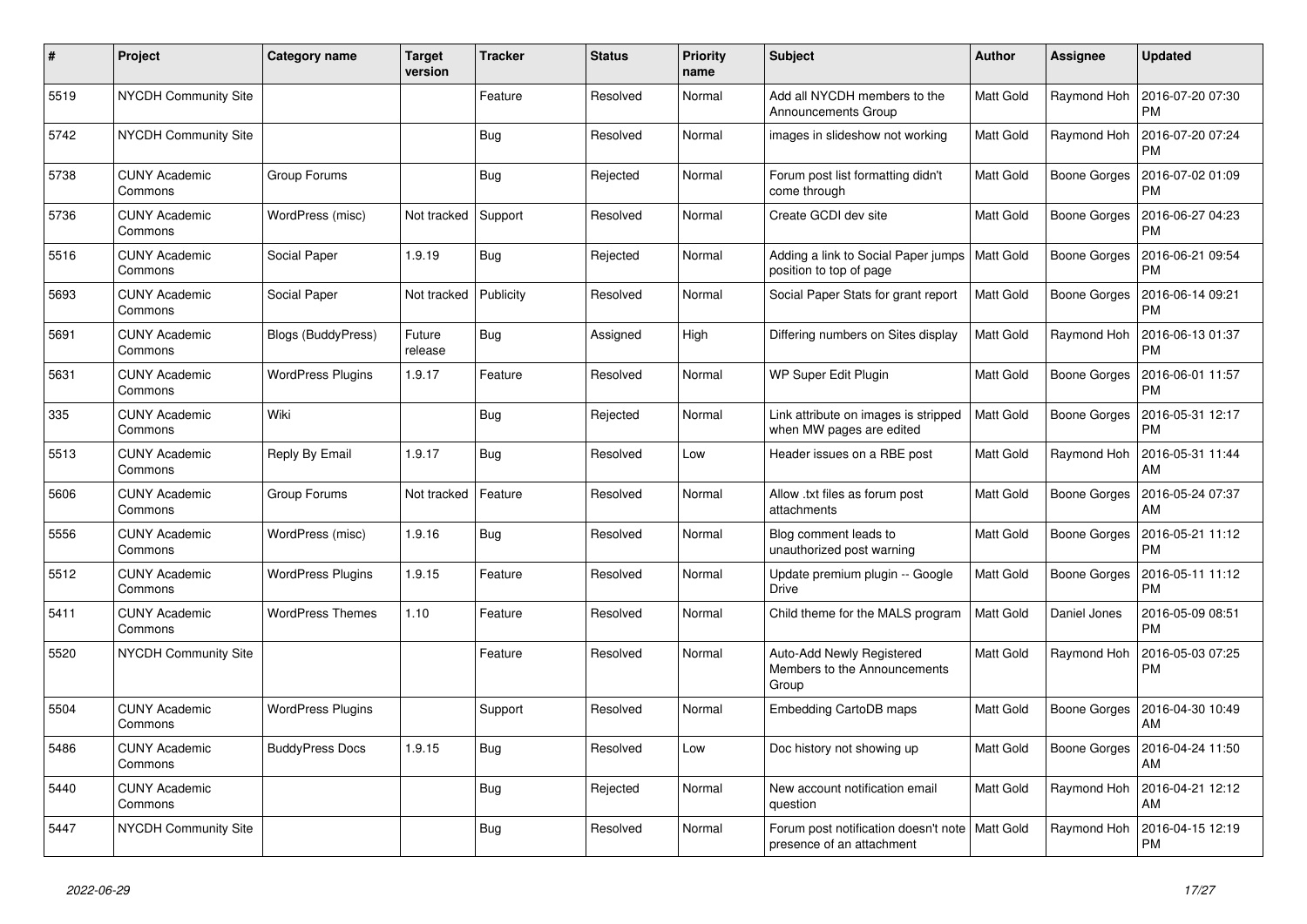| # | Project | Category name | Target version | Tracker | Status | Priority name | Subject | Author | Assignee | Updated |
|---|---|---|---|---|---|---|---|---|---|---|
| 5519 | NYCDH Community Site | | | Feature | Resolved | Normal | Add all NYCDH members to the Announcements Group | Matt Gold | Raymond Hoh | 2016-07-20 07:30 PM |
| 5742 | NYCDH Community Site | | | Bug | Resolved | Normal | images in slideshow not working | Matt Gold | Raymond Hoh | 2016-07-20 07:24 PM |
| 5738 | CUNY Academic Commons | Group Forums | | Bug | Rejected | Normal | Forum post list formatting didn't come through | Matt Gold | Boone Gorges | 2016-07-02 01:09 PM |
| 5736 | CUNY Academic Commons | WordPress (misc) | Not tracked | Support | Resolved | Normal | Create GCDI dev site | Matt Gold | Boone Gorges | 2016-06-27 04:23 PM |
| 5516 | CUNY Academic Commons | Social Paper | 1.9.19 | Bug | Rejected | Normal | Adding a link to Social Paper jumps position to top of page | Matt Gold | Boone Gorges | 2016-06-21 09:54 PM |
| 5693 | CUNY Academic Commons | Social Paper | Not tracked | Publicity | Resolved | Normal | Social Paper Stats for grant report | Matt Gold | Boone Gorges | 2016-06-14 09:21 PM |
| 5691 | CUNY Academic Commons | Blogs (BuddyPress) | Future release | Bug | Assigned | High | Differing numbers on Sites display | Matt Gold | Raymond Hoh | 2016-06-13 01:37 PM |
| 5631 | CUNY Academic Commons | WordPress Plugins | 1.9.17 | Feature | Resolved | Normal | WP Super Edit Plugin | Matt Gold | Boone Gorges | 2016-06-01 11:57 PM |
| 335 | CUNY Academic Commons | Wiki | | Bug | Rejected | Normal | Link attribute on images is stripped when MW pages are edited | Matt Gold | Boone Gorges | 2016-05-31 12:17 PM |
| 5513 | CUNY Academic Commons | Reply By Email | 1.9.17 | Bug | Resolved | Low | Header issues on a RBE post | Matt Gold | Raymond Hoh | 2016-05-31 11:44 AM |
| 5606 | CUNY Academic Commons | Group Forums | Not tracked | Feature | Resolved | Normal | Allow .txt files as forum post attachments | Matt Gold | Boone Gorges | 2016-05-24 07:37 AM |
| 5556 | CUNY Academic Commons | WordPress (misc) | 1.9.16 | Bug | Resolved | Normal | Blog comment leads to unauthorized post warning | Matt Gold | Boone Gorges | 2016-05-21 11:12 PM |
| 5512 | CUNY Academic Commons | WordPress Plugins | 1.9.15 | Feature | Resolved | Normal | Update premium plugin -- Google Drive | Matt Gold | Boone Gorges | 2016-05-11 11:12 PM |
| 5411 | CUNY Academic Commons | WordPress Themes | 1.10 | Feature | Resolved | Normal | Child theme for the MALS program | Matt Gold | Daniel Jones | 2016-05-09 08:51 PM |
| 5520 | NYCDH Community Site | | | Feature | Resolved | Normal | Auto-Add Newly Registered Members to the Announcements Group | Matt Gold | Raymond Hoh | 2016-05-03 07:25 PM |
| 5504 | CUNY Academic Commons | WordPress Plugins | | Support | Resolved | Normal | Embedding CartoDB maps | Matt Gold | Boone Gorges | 2016-04-30 10:49 AM |
| 5486 | CUNY Academic Commons | BuddyPress Docs | 1.9.15 | Bug | Resolved | Low | Doc history not showing up | Matt Gold | Boone Gorges | 2016-04-24 11:50 AM |
| 5440 | CUNY Academic Commons | | | Bug | Rejected | Normal | New account notification email question | Matt Gold | Raymond Hoh | 2016-04-21 12:12 AM |
| 5447 | NYCDH Community Site | | | Bug | Resolved | Normal | Forum post notification doesn't note presence of an attachment | Matt Gold | Raymond Hoh | 2016-04-15 12:19 PM |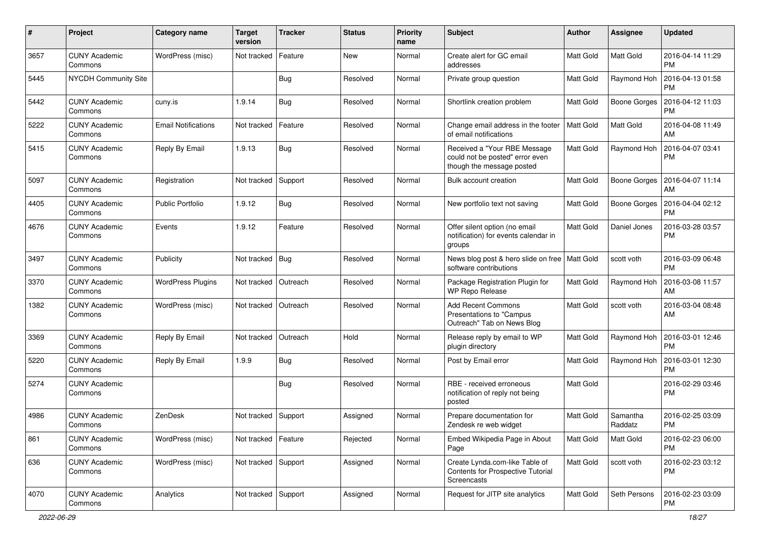| # | Project | Category name | Target version | Tracker | Status | Priority name | Subject | Author | Assignee | Updated |
|---|---|---|---|---|---|---|---|---|---|---|
| 3657 | CUNY Academic Commons | WordPress (misc) | Not tracked | Feature | New | Normal | Create alert for GC email addresses | Matt Gold | Matt Gold | 2016-04-14 11:29 PM |
| 5445 | NYCDH Community Site | | | Bug | Resolved | Normal | Private group question | Matt Gold | Raymond Hoh | 2016-04-13 01:58 PM |
| 5442 | CUNY Academic Commons | cuny.is | 1.9.14 | Bug | Resolved | Normal | Shortlink creation problem | Matt Gold | Boone Gorges | 2016-04-12 11:03 PM |
| 5222 | CUNY Academic Commons | Email Notifications | Not tracked | Feature | Resolved | Normal | Change email address in the footer of email notifications | Matt Gold | Matt Gold | 2016-04-08 11:49 AM |
| 5415 | CUNY Academic Commons | Reply By Email | 1.9.13 | Bug | Resolved | Normal | Received a "Your RBE Message could not be posted" error even though the message posted | Matt Gold | Raymond Hoh | 2016-04-07 03:41 PM |
| 5097 | CUNY Academic Commons | Registration | Not tracked | Support | Resolved | Normal | Bulk account creation | Matt Gold | Boone Gorges | 2016-04-07 11:14 AM |
| 4405 | CUNY Academic Commons | Public Portfolio | 1.9.12 | Bug | Resolved | Normal | New portfolio text not saving | Matt Gold | Boone Gorges | 2016-04-04 02:12 PM |
| 4676 | CUNY Academic Commons | Events | 1.9.12 | Feature | Resolved | Normal | Offer silent option (no email notification) for events calendar in groups | Matt Gold | Daniel Jones | 2016-03-28 03:57 PM |
| 3497 | CUNY Academic Commons | Publicity | Not tracked | Bug | Resolved | Normal | News blog post & hero slide on free software contributions | Matt Gold | scott voth | 2016-03-09 06:48 PM |
| 3370 | CUNY Academic Commons | WordPress Plugins | Not tracked | Outreach | Resolved | Normal | Package Registration Plugin for WP Repo Release | Matt Gold | Raymond Hoh | 2016-03-08 11:57 AM |
| 1382 | CUNY Academic Commons | WordPress (misc) | Not tracked | Outreach | Resolved | Normal | Add Recent Commons Presentations to "Campus Outreach" Tab on News Blog | Matt Gold | scott voth | 2016-03-04 08:48 AM |
| 3369 | CUNY Academic Commons | Reply By Email | Not tracked | Outreach | Hold | Normal | Release reply by email to WP plugin directory | Matt Gold | Raymond Hoh | 2016-03-01 12:46 PM |
| 5220 | CUNY Academic Commons | Reply By Email | 1.9.9 | Bug | Resolved | Normal | Post by Email error | Matt Gold | Raymond Hoh | 2016-03-01 12:30 PM |
| 5274 | CUNY Academic Commons | | | Bug | Resolved | Normal | RBE - received erroneous notification of reply not being posted | Matt Gold | | 2016-02-29 03:46 PM |
| 4986 | CUNY Academic Commons | ZenDesk | Not tracked | Support | Assigned | Normal | Prepare documentation for Zendesk re web widget | Matt Gold | Samantha Raddatz | 2016-02-25 03:09 PM |
| 861 | CUNY Academic Commons | WordPress (misc) | Not tracked | Feature | Rejected | Normal | Embed Wikipedia Page in About Page | Matt Gold | Matt Gold | 2016-02-23 06:00 PM |
| 636 | CUNY Academic Commons | WordPress (misc) | Not tracked | Support | Assigned | Normal | Create Lynda.com-like Table of Contents for Prospective Tutorial Screencasts | Matt Gold | scott voth | 2016-02-23 03:12 PM |
| 4070 | CUNY Academic Commons | Analytics | Not tracked | Support | Assigned | Normal | Request for JITP site analytics | Matt Gold | Seth Persons | 2016-02-23 03:09 PM |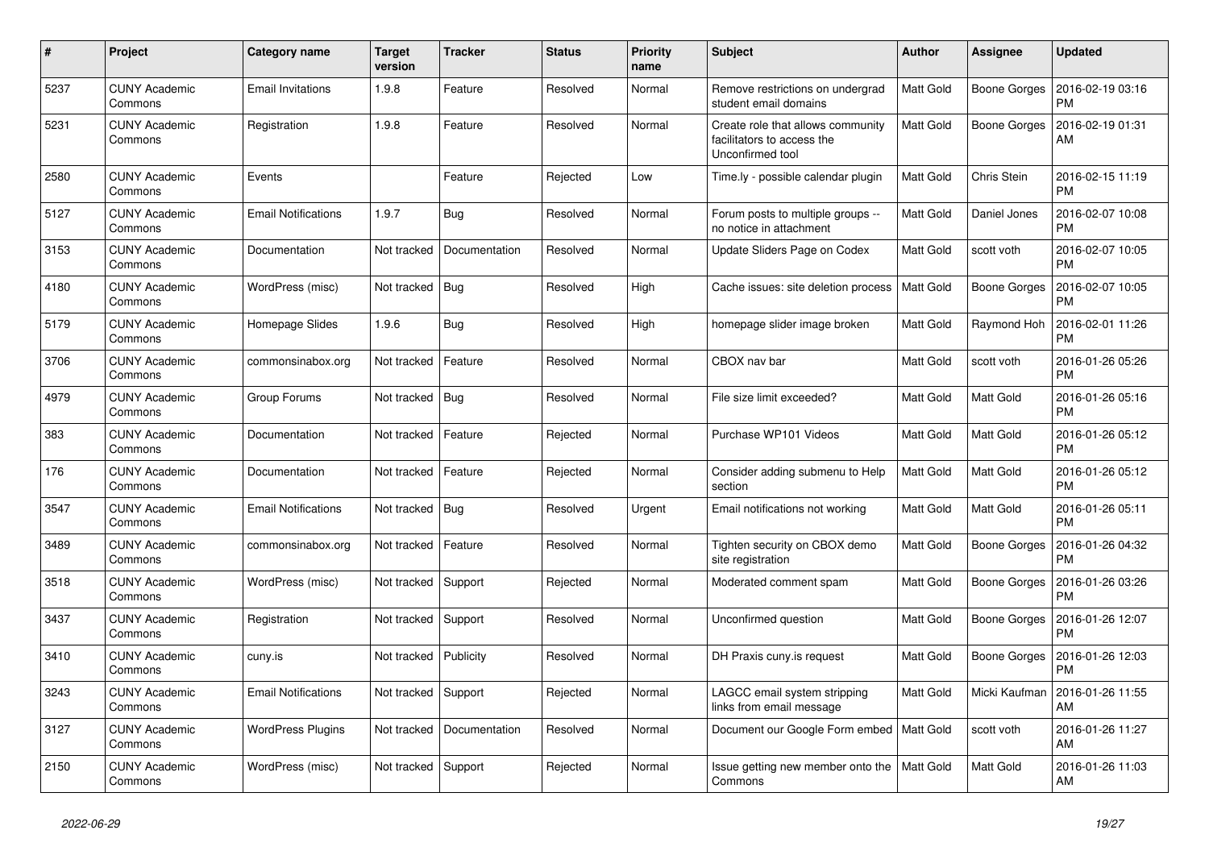| # | Project | Category name | Target version | Tracker | Status | Priority name | Subject | Author | Assignee | Updated |
|---|---|---|---|---|---|---|---|---|---|---|
| 5237 | CUNY Academic Commons | Email Invitations | 1.9.8 | Feature | Resolved | Normal | Remove restrictions on undergrad student email domains | Matt Gold | Boone Gorges | 2016-02-19 03:16 PM |
| 5231 | CUNY Academic Commons | Registration | 1.9.8 | Feature | Resolved | Normal | Create role that allows community facilitators to access the Unconfirmed tool | Matt Gold | Boone Gorges | 2016-02-19 01:31 AM |
| 2580 | CUNY Academic Commons | Events | | Feature | Rejected | Low | Time.ly - possible calendar plugin | Matt Gold | Chris Stein | 2016-02-15 11:19 PM |
| 5127 | CUNY Academic Commons | Email Notifications | 1.9.7 | Bug | Resolved | Normal | Forum posts to multiple groups -- no notice in attachment | Matt Gold | Daniel Jones | 2016-02-07 10:08 PM |
| 3153 | CUNY Academic Commons | Documentation | Not tracked | Documentation | Resolved | Normal | Update Sliders Page on Codex | Matt Gold | scott voth | 2016-02-07 10:05 PM |
| 4180 | CUNY Academic Commons | WordPress (misc) | Not tracked | Bug | Resolved | High | Cache issues: site deletion process | Matt Gold | Boone Gorges | 2016-02-07 10:05 PM |
| 5179 | CUNY Academic Commons | Homepage Slides | 1.9.6 | Bug | Resolved | High | homepage slider image broken | Matt Gold | Raymond Hoh | 2016-02-01 11:26 PM |
| 3706 | CUNY Academic Commons | commonsinabox.org | Not tracked | Feature | Resolved | Normal | CBOX nav bar | Matt Gold | scott voth | 2016-01-26 05:26 PM |
| 4979 | CUNY Academic Commons | Group Forums | Not tracked | Bug | Resolved | Normal | File size limit exceeded? | Matt Gold | Matt Gold | 2016-01-26 05:16 PM |
| 383 | CUNY Academic Commons | Documentation | Not tracked | Feature | Rejected | Normal | Purchase WP101 Videos | Matt Gold | Matt Gold | 2016-01-26 05:12 PM |
| 176 | CUNY Academic Commons | Documentation | Not tracked | Feature | Rejected | Normal | Consider adding submenu to Help section | Matt Gold | Matt Gold | 2016-01-26 05:12 PM |
| 3547 | CUNY Academic Commons | Email Notifications | Not tracked | Bug | Resolved | Urgent | Email notifications not working | Matt Gold | Matt Gold | 2016-01-26 05:11 PM |
| 3489 | CUNY Academic Commons | commonsinabox.org | Not tracked | Feature | Resolved | Normal | Tighten security on CBOX demo site registration | Matt Gold | Boone Gorges | 2016-01-26 04:32 PM |
| 3518 | CUNY Academic Commons | WordPress (misc) | Not tracked | Support | Rejected | Normal | Moderated comment spam | Matt Gold | Boone Gorges | 2016-01-26 03:26 PM |
| 3437 | CUNY Academic Commons | Registration | Not tracked | Support | Resolved | Normal | Unconfirmed question | Matt Gold | Boone Gorges | 2016-01-26 12:07 PM |
| 3410 | CUNY Academic Commons | cuny.is | Not tracked | Publicity | Resolved | Normal | DH Praxis cuny.is request | Matt Gold | Boone Gorges | 2016-01-26 12:03 PM |
| 3243 | CUNY Academic Commons | Email Notifications | Not tracked | Support | Rejected | Normal | LAGCC email system stripping links from email message | Matt Gold | Micki Kaufman | 2016-01-26 11:55 AM |
| 3127 | CUNY Academic Commons | WordPress Plugins | Not tracked | Documentation | Resolved | Normal | Document our Google Form embed | Matt Gold | scott voth | 2016-01-26 11:27 AM |
| 2150 | CUNY Academic Commons | WordPress (misc) | Not tracked | Support | Rejected | Normal | Issue getting new member onto the Commons | Matt Gold | Matt Gold | 2016-01-26 11:03 AM |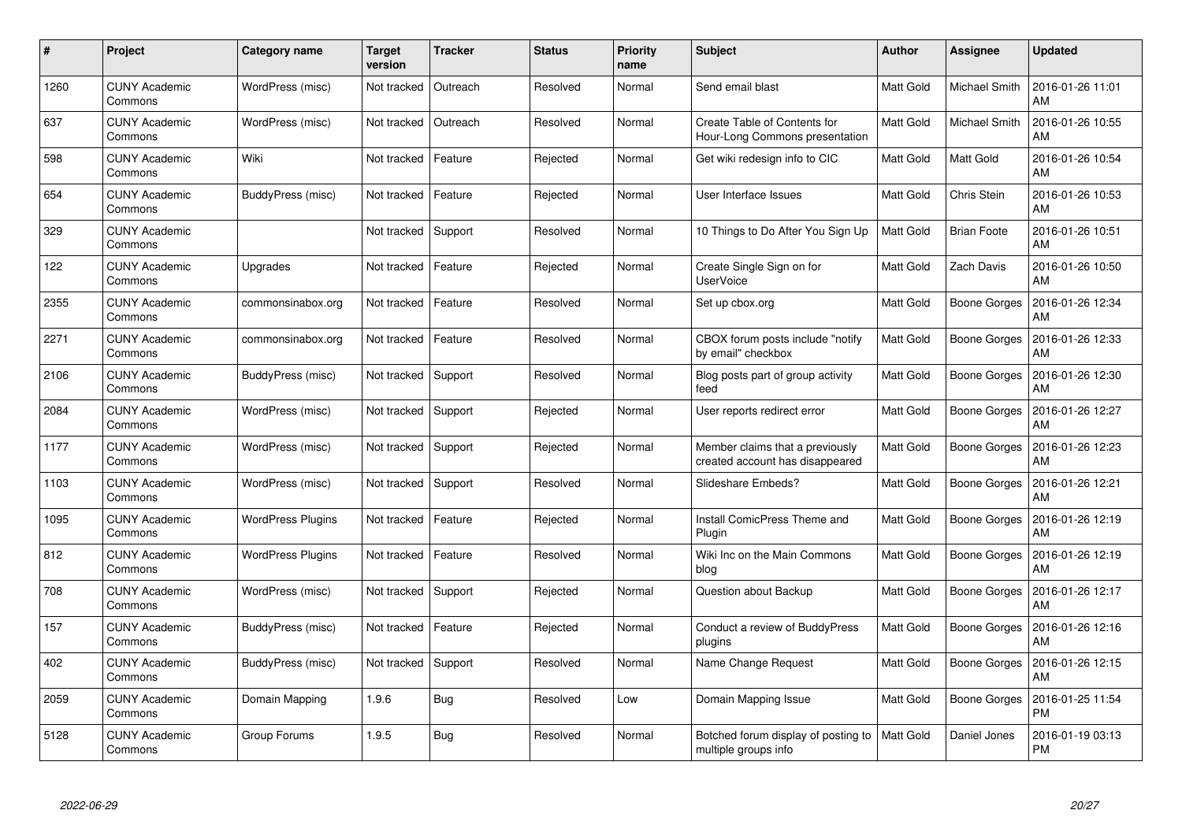| # | Project | Category name | Target version | Tracker | Status | Priority name | Subject | Author | Assignee | Updated |
|---|---|---|---|---|---|---|---|---|---|---|
| 1260 | CUNY Academic Commons | WordPress (misc) | Not tracked | Outreach | Resolved | Normal | Send email blast | Matt Gold | Michael Smith | 2016-01-26 11:01 AM |
| 637 | CUNY Academic Commons | WordPress (misc) | Not tracked | Outreach | Resolved | Normal | Create Table of Contents for Hour-Long Commons presentation | Matt Gold | Michael Smith | 2016-01-26 10:55 AM |
| 598 | CUNY Academic Commons | Wiki | Not tracked | Feature | Rejected | Normal | Get wiki redesign info to CIC | Matt Gold | Matt Gold | 2016-01-26 10:54 AM |
| 654 | CUNY Academic Commons | BuddyPress (misc) | Not tracked | Feature | Rejected | Normal | User Interface Issues | Matt Gold | Chris Stein | 2016-01-26 10:53 AM |
| 329 | CUNY Academic Commons | | Not tracked | Support | Resolved | Normal | 10 Things to Do After You Sign Up | Matt Gold | Brian Foote | 2016-01-26 10:51 AM |
| 122 | CUNY Academic Commons | Upgrades | Not tracked | Feature | Rejected | Normal | Create Single Sign on for UserVoice | Matt Gold | Zach Davis | 2016-01-26 10:50 AM |
| 2355 | CUNY Academic Commons | commonsinabox.org | Not tracked | Feature | Resolved | Normal | Set up cbox.org | Matt Gold | Boone Gorges | 2016-01-26 12:34 AM |
| 2271 | CUNY Academic Commons | commonsinabox.org | Not tracked | Feature | Resolved | Normal | CBOX forum posts include "notify by email" checkbox | Matt Gold | Boone Gorges | 2016-01-26 12:33 AM |
| 2106 | CUNY Academic Commons | BuddyPress (misc) | Not tracked | Support | Resolved | Normal | Blog posts part of group activity feed | Matt Gold | Boone Gorges | 2016-01-26 12:30 AM |
| 2084 | CUNY Academic Commons | WordPress (misc) | Not tracked | Support | Rejected | Normal | User reports redirect error | Matt Gold | Boone Gorges | 2016-01-26 12:27 AM |
| 1177 | CUNY Academic Commons | WordPress (misc) | Not tracked | Support | Rejected | Normal | Member claims that a previously created account has disappeared | Matt Gold | Boone Gorges | 2016-01-26 12:23 AM |
| 1103 | CUNY Academic Commons | WordPress (misc) | Not tracked | Support | Resolved | Normal | Slideshare Embeds? | Matt Gold | Boone Gorges | 2016-01-26 12:21 AM |
| 1095 | CUNY Academic Commons | WordPress Plugins | Not tracked | Feature | Rejected | Normal | Install ComicPress Theme and Plugin | Matt Gold | Boone Gorges | 2016-01-26 12:19 AM |
| 812 | CUNY Academic Commons | WordPress Plugins | Not tracked | Feature | Resolved | Normal | Wiki Inc on the Main Commons blog | Matt Gold | Boone Gorges | 2016-01-26 12:19 AM |
| 708 | CUNY Academic Commons | WordPress (misc) | Not tracked | Support | Rejected | Normal | Question about Backup | Matt Gold | Boone Gorges | 2016-01-26 12:17 AM |
| 157 | CUNY Academic Commons | BuddyPress (misc) | Not tracked | Feature | Rejected | Normal | Conduct a review of BuddyPress plugins | Matt Gold | Boone Gorges | 2016-01-26 12:16 AM |
| 402 | CUNY Academic Commons | BuddyPress (misc) | Not tracked | Support | Resolved | Normal | Name Change Request | Matt Gold | Boone Gorges | 2016-01-26 12:15 AM |
| 2059 | CUNY Academic Commons | Domain Mapping | 1.9.6 | Bug | Resolved | Low | Domain Mapping Issue | Matt Gold | Boone Gorges | 2016-01-25 11:54 PM |
| 5128 | CUNY Academic Commons | Group Forums | 1.9.5 | Bug | Resolved | Normal | Botched forum display of posting to multiple groups info | Matt Gold | Daniel Jones | 2016-01-19 03:13 PM |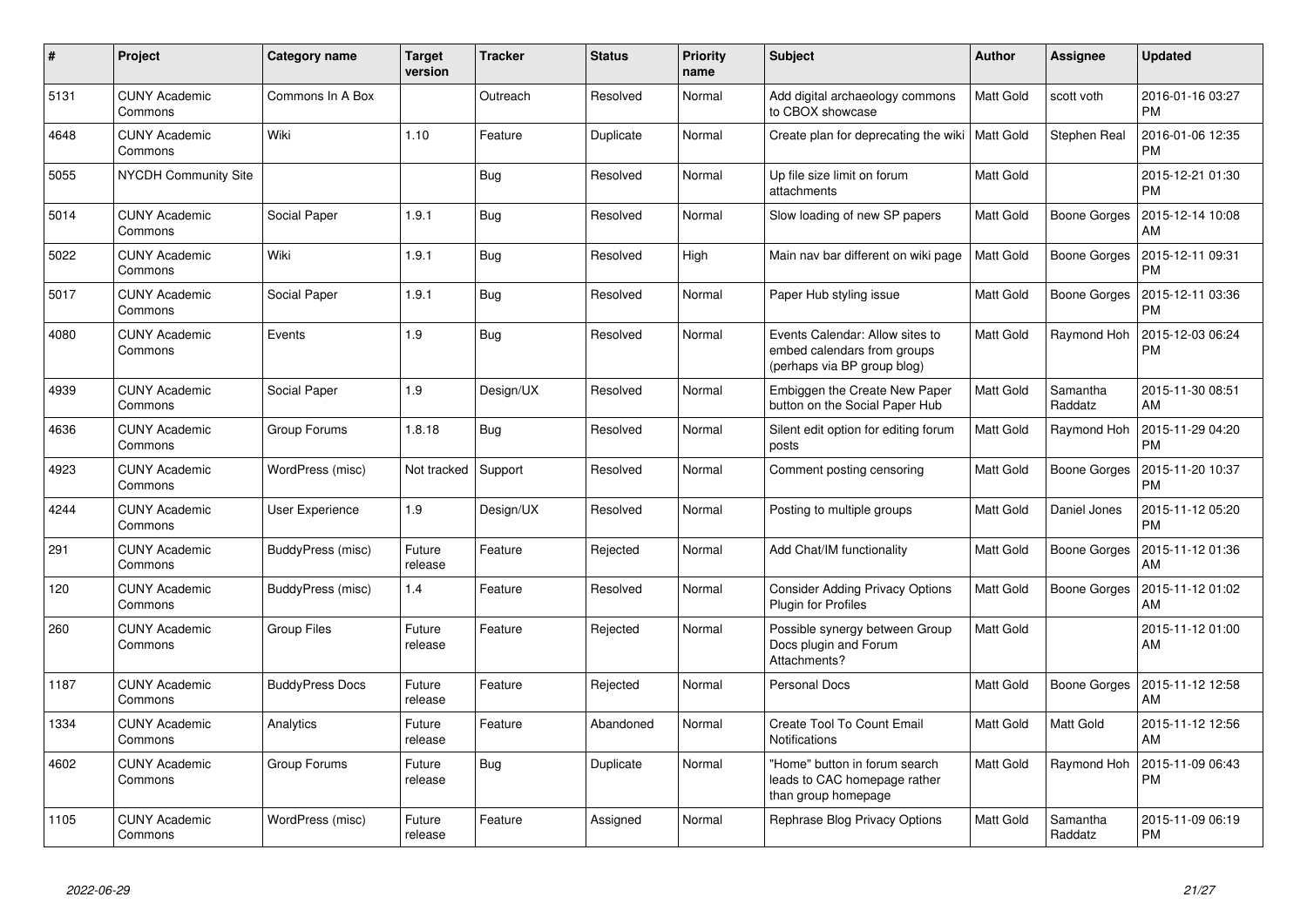| # | Project | Category name | Target version | Tracker | Status | Priority name | Subject | Author | Assignee | Updated |
|---|---|---|---|---|---|---|---|---|---|---|
| 5131 | CUNY Academic Commons | Commons In A Box | | Outreach | Resolved | Normal | Add digital archaeology commons to CBOX showcase | Matt Gold | scott voth | 2016-01-16 03:27 PM |
| 4648 | CUNY Academic Commons | Wiki | 1.10 | Feature | Duplicate | Normal | Create plan for deprecating the wiki | Matt Gold | Stephen Real | 2016-01-06 12:35 PM |
| 5055 | NYCDH Community Site | | | Bug | Resolved | Normal | Up file size limit on forum attachments | Matt Gold | | 2015-12-21 01:30 PM |
| 5014 | CUNY Academic Commons | Social Paper | 1.9.1 | Bug | Resolved | Normal | Slow loading of new SP papers | Matt Gold | Boone Gorges | 2015-12-14 10:08 AM |
| 5022 | CUNY Academic Commons | Wiki | 1.9.1 | Bug | Resolved | High | Main nav bar different on wiki page | Matt Gold | Boone Gorges | 2015-12-11 09:31 PM |
| 5017 | CUNY Academic Commons | Social Paper | 1.9.1 | Bug | Resolved | Normal | Paper Hub styling issue | Matt Gold | Boone Gorges | 2015-12-11 03:36 PM |
| 4080 | CUNY Academic Commons | Events | 1.9 | Bug | Resolved | Normal | Events Calendar: Allow sites to embed calendars from groups (perhaps via BP group blog) | Matt Gold | Raymond Hoh | 2015-12-03 06:24 PM |
| 4939 | CUNY Academic Commons | Social Paper | 1.9 | Design/UX | Resolved | Normal | Embiggen the Create New Paper button on the Social Paper Hub | Matt Gold | Samantha Raddatz | 2015-11-30 08:51 AM |
| 4636 | CUNY Academic Commons | Group Forums | 1.8.18 | Bug | Resolved | Normal | Silent edit option for editing forum posts | Matt Gold | Raymond Hoh | 2015-11-29 04:20 PM |
| 4923 | CUNY Academic Commons | WordPress (misc) | Not tracked | Support | Resolved | Normal | Comment posting censoring | Matt Gold | Boone Gorges | 2015-11-20 10:37 PM |
| 4244 | CUNY Academic Commons | User Experience | 1.9 | Design/UX | Resolved | Normal | Posting to multiple groups | Matt Gold | Daniel Jones | 2015-11-12 05:20 PM |
| 291 | CUNY Academic Commons | BuddyPress (misc) | Future release | Feature | Rejected | Normal | Add Chat/IM functionality | Matt Gold | Boone Gorges | 2015-11-12 01:36 AM |
| 120 | CUNY Academic Commons | BuddyPress (misc) | 1.4 | Feature | Resolved | Normal | Consider Adding Privacy Options Plugin for Profiles | Matt Gold | Boone Gorges | 2015-11-12 01:02 AM |
| 260 | CUNY Academic Commons | Group Files | Future release | Feature | Rejected | Normal | Possible synergy between Group Docs plugin and Forum Attachments? | Matt Gold | | 2015-11-12 01:00 AM |
| 1187 | CUNY Academic Commons | BuddyPress Docs | Future release | Feature | Rejected | Normal | Personal Docs | Matt Gold | Boone Gorges | 2015-11-12 12:58 AM |
| 1334 | CUNY Academic Commons | Analytics | Future release | Feature | Abandoned | Normal | Create Tool To Count Email Notifications | Matt Gold | Matt Gold | 2015-11-12 12:56 AM |
| 4602 | CUNY Academic Commons | Group Forums | Future release | Bug | Duplicate | Normal | "Home" button in forum search leads to CAC homepage rather than group homepage | Matt Gold | Raymond Hoh | 2015-11-09 06:43 PM |
| 1105 | CUNY Academic Commons | WordPress (misc) | Future release | Feature | Assigned | Normal | Rephrase Blog Privacy Options | Matt Gold | Samantha Raddatz | 2015-11-09 06:19 PM |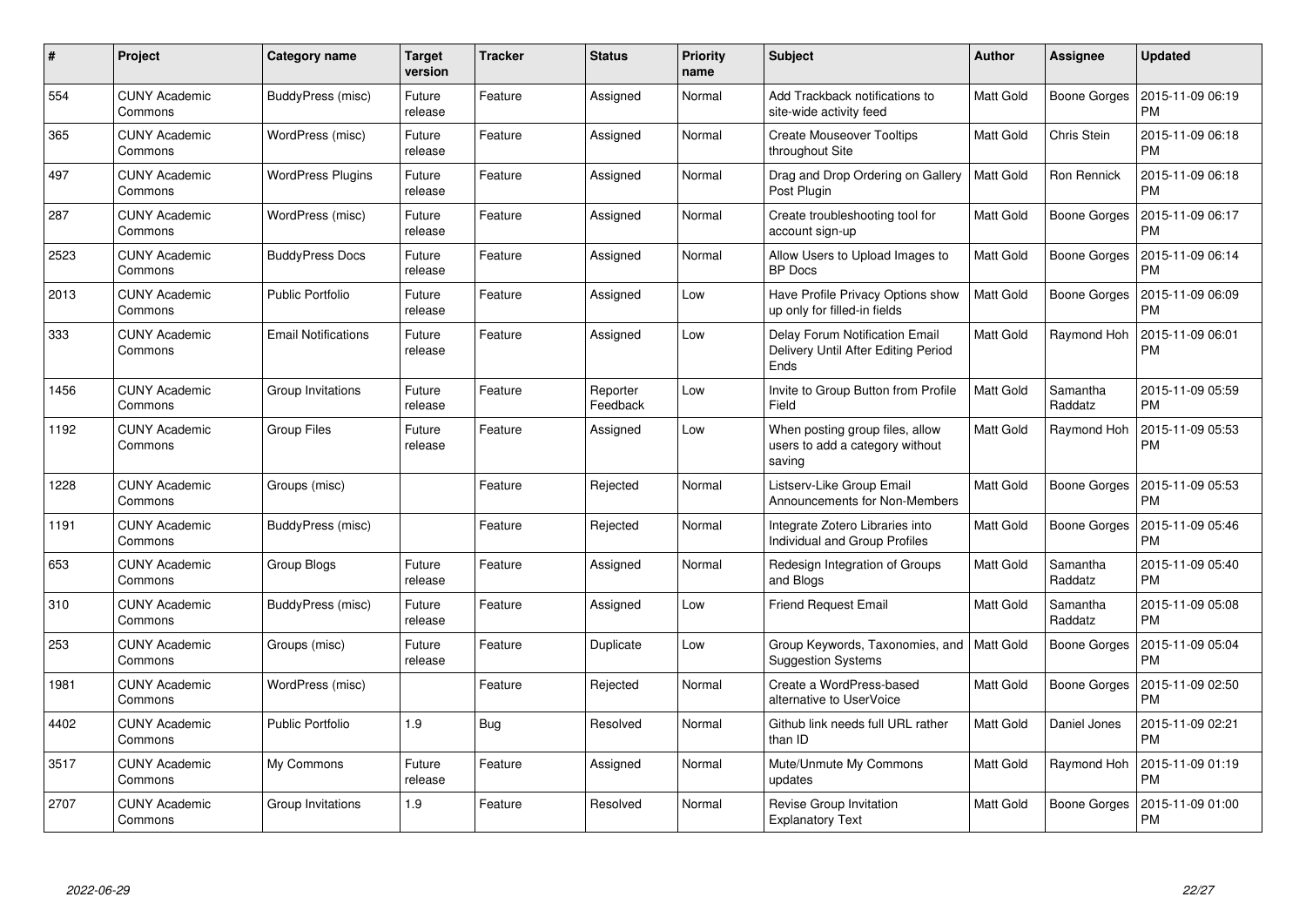| # | Project | Category name | Target version | Tracker | Status | Priority name | Subject | Author | Assignee | Updated |
|---|---|---|---|---|---|---|---|---|---|---|
| 554 | CUNY Academic Commons | BuddyPress (misc) | Future release | Feature | Assigned | Normal | Add Trackback notifications to site-wide activity feed | Matt Gold | Boone Gorges | 2015-11-09 06:19 PM |
| 365 | CUNY Academic Commons | WordPress (misc) | Future release | Feature | Assigned | Normal | Create Mouseover Tooltips throughout Site | Matt Gold | Chris Stein | 2015-11-09 06:18 PM |
| 497 | CUNY Academic Commons | WordPress Plugins | Future release | Feature | Assigned | Normal | Drag and Drop Ordering on Gallery Post Plugin | Matt Gold | Ron Rennick | 2015-11-09 06:18 PM |
| 287 | CUNY Academic Commons | WordPress (misc) | Future release | Feature | Assigned | Normal | Create troubleshooting tool for account sign-up | Matt Gold | Boone Gorges | 2015-11-09 06:17 PM |
| 2523 | CUNY Academic Commons | BuddyPress Docs | Future release | Feature | Assigned | Normal | Allow Users to Upload Images to BP Docs | Matt Gold | Boone Gorges | 2015-11-09 06:14 PM |
| 2013 | CUNY Academic Commons | Public Portfolio | Future release | Feature | Assigned | Low | Have Profile Privacy Options show up only for filled-in fields | Matt Gold | Boone Gorges | 2015-11-09 06:09 PM |
| 333 | CUNY Academic Commons | Email Notifications | Future release | Feature | Assigned | Low | Delay Forum Notification Email Delivery Until After Editing Period Ends | Matt Gold | Raymond Hoh | 2015-11-09 06:01 PM |
| 1456 | CUNY Academic Commons | Group Invitations | Future release | Feature | Reporter Feedback | Low | Invite to Group Button from Profile Field | Matt Gold | Samantha Raddatz | 2015-11-09 05:59 PM |
| 1192 | CUNY Academic Commons | Group Files | Future release | Feature | Assigned | Low | When posting group files, allow users to add a category without saving | Matt Gold | Raymond Hoh | 2015-11-09 05:53 PM |
| 1228 | CUNY Academic Commons | Groups (misc) | | Feature | Rejected | Normal | Listserv-Like Group Email Announcements for Non-Members | Matt Gold | Boone Gorges | 2015-11-09 05:53 PM |
| 1191 | CUNY Academic Commons | BuddyPress (misc) | | Feature | Rejected | Normal | Integrate Zotero Libraries into Individual and Group Profiles | Matt Gold | Boone Gorges | 2015-11-09 05:46 PM |
| 653 | CUNY Academic Commons | Group Blogs | Future release | Feature | Assigned | Normal | Redesign Integration of Groups and Blogs | Matt Gold | Samantha Raddatz | 2015-11-09 05:40 PM |
| 310 | CUNY Academic Commons | BuddyPress (misc) | Future release | Feature | Assigned | Low | Friend Request Email | Matt Gold | Samantha Raddatz | 2015-11-09 05:08 PM |
| 253 | CUNY Academic Commons | Groups (misc) | Future release | Feature | Duplicate | Low | Group Keywords, Taxonomies, and Suggestion Systems | Matt Gold | Boone Gorges | 2015-11-09 05:04 PM |
| 1981 | CUNY Academic Commons | WordPress (misc) | | Feature | Rejected | Normal | Create a WordPress-based alternative to UserVoice | Matt Gold | Boone Gorges | 2015-11-09 02:50 PM |
| 4402 | CUNY Academic Commons | Public Portfolio | 1.9 | Bug | Resolved | Normal | Github link needs full URL rather than ID | Matt Gold | Daniel Jones | 2015-11-09 02:21 PM |
| 3517 | CUNY Academic Commons | My Commons | Future release | Feature | Assigned | Normal | Mute/Unmute My Commons updates | Matt Gold | Raymond Hoh | 2015-11-09 01:19 PM |
| 2707 | CUNY Academic Commons | Group Invitations | 1.9 | Feature | Resolved | Normal | Revise Group Invitation Explanatory Text | Matt Gold | Boone Gorges | 2015-11-09 01:00 PM |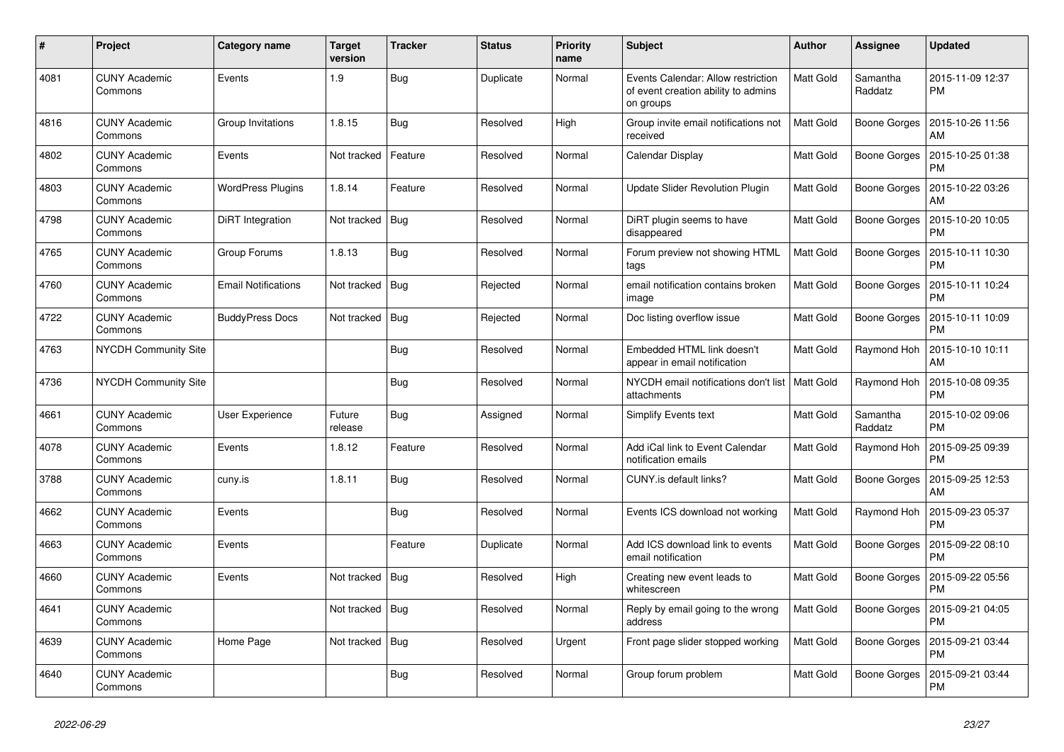| # | Project | Category name | Target version | Tracker | Status | Priority name | Subject | Author | Assignee | Updated |
|---|---|---|---|---|---|---|---|---|---|---|
| 4081 | CUNY Academic Commons | Events | 1.9 | Bug | Duplicate | Normal | Events Calendar: Allow restriction of event creation ability to admins on groups | Matt Gold | Samantha Raddatz | 2015-11-09 12:37 PM |
| 4816 | CUNY Academic Commons | Group Invitations | 1.8.15 | Bug | Resolved | High | Group invite email notifications not received | Matt Gold | Boone Gorges | 2015-10-26 11:56 AM |
| 4802 | CUNY Academic Commons | Events | Not tracked | Feature | Resolved | Normal | Calendar Display | Matt Gold | Boone Gorges | 2015-10-25 01:38 PM |
| 4803 | CUNY Academic Commons | WordPress Plugins | 1.8.14 | Feature | Resolved | Normal | Update Slider Revolution Plugin | Matt Gold | Boone Gorges | 2015-10-22 03:26 AM |
| 4798 | CUNY Academic Commons | DiRT Integration | Not tracked | Bug | Resolved | Normal | DiRT plugin seems to have disappeared | Matt Gold | Boone Gorges | 2015-10-20 10:05 PM |
| 4765 | CUNY Academic Commons | Group Forums | 1.8.13 | Bug | Resolved | Normal | Forum preview not showing HTML tags | Matt Gold | Boone Gorges | 2015-10-11 10:30 PM |
| 4760 | CUNY Academic Commons | Email Notifications | Not tracked | Bug | Rejected | Normal | email notification contains broken image | Matt Gold | Boone Gorges | 2015-10-11 10:24 PM |
| 4722 | CUNY Academic Commons | BuddyPress Docs | Not tracked | Bug | Rejected | Normal | Doc listing overflow issue | Matt Gold | Boone Gorges | 2015-10-11 10:09 PM |
| 4763 | NYCDH Community Site | | | Bug | Resolved | Normal | Embedded HTML link doesn't appear in email notification | Matt Gold | Raymond Hoh | 2015-10-10 10:11 AM |
| 4736 | NYCDH Community Site | | | Bug | Resolved | Normal | NYCDH email notifications don't list attachments | Matt Gold | Raymond Hoh | 2015-10-08 09:35 PM |
| 4661 | CUNY Academic Commons | User Experience | Future release | Bug | Assigned | Normal | Simplify Events text | Matt Gold | Samantha Raddatz | 2015-10-02 09:06 PM |
| 4078 | CUNY Academic Commons | Events | 1.8.12 | Feature | Resolved | Normal | Add iCal link to Event Calendar notification emails | Matt Gold | Raymond Hoh | 2015-09-25 09:39 PM |
| 3788 | CUNY Academic Commons | cuny.is | 1.8.11 | Bug | Resolved | Normal | CUNY.is default links? | Matt Gold | Boone Gorges | 2015-09-25 12:53 AM |
| 4662 | CUNY Academic Commons | Events | | Bug | Resolved | Normal | Events ICS download not working | Matt Gold | Raymond Hoh | 2015-09-23 05:37 PM |
| 4663 | CUNY Academic Commons | Events | | Feature | Duplicate | Normal | Add ICS download link to events email notification | Matt Gold | Boone Gorges | 2015-09-22 08:10 PM |
| 4660 | CUNY Academic Commons | Events | Not tracked | Bug | Resolved | High | Creating new event leads to whitescreen | Matt Gold | Boone Gorges | 2015-09-22 05:56 PM |
| 4641 | CUNY Academic Commons | | Not tracked | Bug | Resolved | Normal | Reply by email going to the wrong address | Matt Gold | Boone Gorges | 2015-09-21 04:05 PM |
| 4639 | CUNY Academic Commons | Home Page | Not tracked | Bug | Resolved | Urgent | Front page slider stopped working | Matt Gold | Boone Gorges | 2015-09-21 03:44 PM |
| 4640 | CUNY Academic Commons | | | Bug | Resolved | Normal | Group forum problem | Matt Gold | Boone Gorges | 2015-09-21 03:44 PM |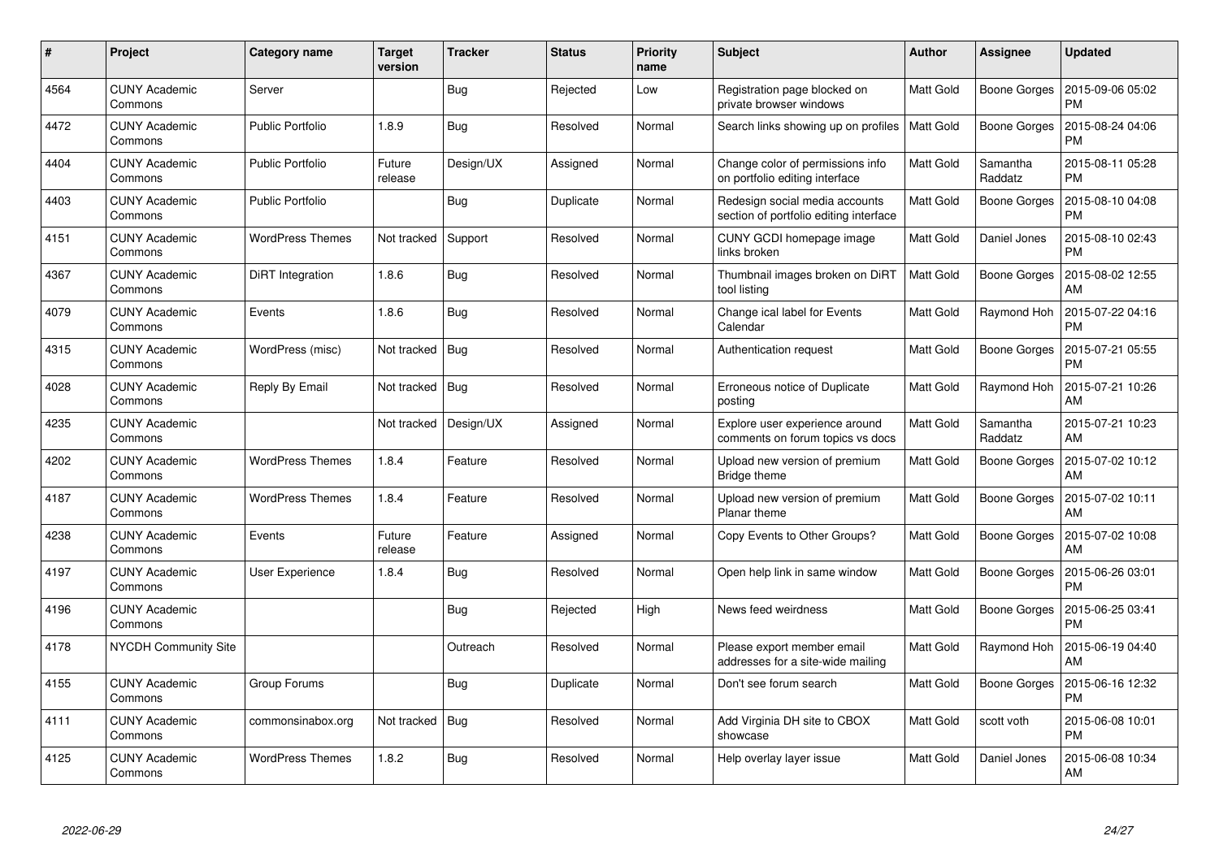| # | Project | Category name | Target version | Tracker | Status | Priority name | Subject | Author | Assignee | Updated |
|---|---|---|---|---|---|---|---|---|---|---|
| 4564 | CUNY Academic Commons | Server | | Bug | Rejected | Low | Registration page blocked on private browser windows | Matt Gold | Boone Gorges | 2015-09-06 05:02 PM |
| 4472 | CUNY Academic Commons | Public Portfolio | 1.8.9 | Bug | Resolved | Normal | Search links showing up on profiles | Matt Gold | Boone Gorges | 2015-08-24 04:06 PM |
| 4404 | CUNY Academic Commons | Public Portfolio | Future release | Design/UX | Assigned | Normal | Change color of permissions info on portfolio editing interface | Matt Gold | Samantha Raddatz | 2015-08-11 05:28 PM |
| 4403 | CUNY Academic Commons | Public Portfolio | | Bug | Duplicate | Normal | Redesign social media accounts section of portfolio editing interface | Matt Gold | Boone Gorges | 2015-08-10 04:08 PM |
| 4151 | CUNY Academic Commons | WordPress Themes | Not tracked | Support | Resolved | Normal | CUNY GCDI homepage image links broken | Matt Gold | Daniel Jones | 2015-08-10 02:43 PM |
| 4367 | CUNY Academic Commons | DiRT Integration | 1.8.6 | Bug | Resolved | Normal | Thumbnail images broken on DiRT tool listing | Matt Gold | Boone Gorges | 2015-08-02 12:55 AM |
| 4079 | CUNY Academic Commons | Events | 1.8.6 | Bug | Resolved | Normal | Change ical label for Events Calendar | Matt Gold | Raymond Hoh | 2015-07-22 04:16 PM |
| 4315 | CUNY Academic Commons | WordPress (misc) | Not tracked | Bug | Resolved | Normal | Authentication request | Matt Gold | Boone Gorges | 2015-07-21 05:55 PM |
| 4028 | CUNY Academic Commons | Reply By Email | Not tracked | Bug | Resolved | Normal | Erroneous notice of Duplicate posting | Matt Gold | Raymond Hoh | 2015-07-21 10:26 AM |
| 4235 | CUNY Academic Commons | | Not tracked | Design/UX | Assigned | Normal | Explore user experience around comments on forum topics vs docs | Matt Gold | Samantha Raddatz | 2015-07-21 10:23 AM |
| 4202 | CUNY Academic Commons | WordPress Themes | 1.8.4 | Feature | Resolved | Normal | Upload new version of premium Bridge theme | Matt Gold | Boone Gorges | 2015-07-02 10:12 AM |
| 4187 | CUNY Academic Commons | WordPress Themes | 1.8.4 | Feature | Resolved | Normal | Upload new version of premium Planar theme | Matt Gold | Boone Gorges | 2015-07-02 10:11 AM |
| 4238 | CUNY Academic Commons | Events | Future release | Feature | Assigned | Normal | Copy Events to Other Groups? | Matt Gold | Boone Gorges | 2015-07-02 10:08 AM |
| 4197 | CUNY Academic Commons | User Experience | 1.8.4 | Bug | Resolved | Normal | Open help link in same window | Matt Gold | Boone Gorges | 2015-06-26 03:01 PM |
| 4196 | CUNY Academic Commons | | | Bug | Rejected | High | News feed weirdness | Matt Gold | Boone Gorges | 2015-06-25 03:41 PM |
| 4178 | NYCDH Community Site | | | Outreach | Resolved | Normal | Please export member email addresses for a site-wide mailing | Matt Gold | Raymond Hoh | 2015-06-19 04:40 AM |
| 4155 | CUNY Academic Commons | Group Forums | | Bug | Duplicate | Normal | Don't see forum search | Matt Gold | Boone Gorges | 2015-06-16 12:32 PM |
| 4111 | CUNY Academic Commons | commonsinabox.org | Not tracked | Bug | Resolved | Normal | Add Virginia DH site to CBOX showcase | Matt Gold | scott voth | 2015-06-08 10:01 PM |
| 4125 | CUNY Academic Commons | WordPress Themes | 1.8.2 | Bug | Resolved | Normal | Help overlay layer issue | Matt Gold | Daniel Jones | 2015-06-08 10:34 AM |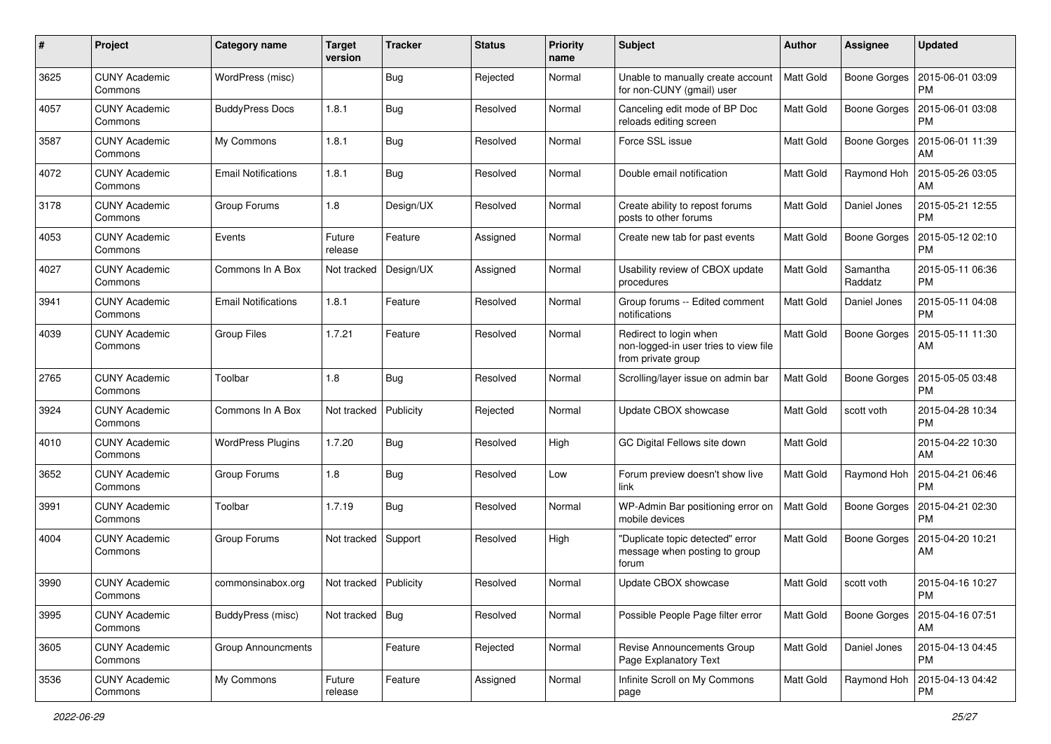| # | Project | Category name | Target version | Tracker | Status | Priority name | Subject | Author | Assignee | Updated |
|---|---|---|---|---|---|---|---|---|---|---|
| 3625 | CUNY Academic Commons | WordPress (misc) | | Bug | Rejected | Normal | Unable to manually create account for non-CUNY (gmail) user | Matt Gold | Boone Gorges | 2015-06-01 03:09 PM |
| 4057 | CUNY Academic Commons | BuddyPress Docs | 1.8.1 | Bug | Resolved | Normal | Canceling edit mode of BP Doc reloads editing screen | Matt Gold | Boone Gorges | 2015-06-01 03:08 PM |
| 3587 | CUNY Academic Commons | My Commons | 1.8.1 | Bug | Resolved | Normal | Force SSL issue | Matt Gold | Boone Gorges | 2015-06-01 11:39 AM |
| 4072 | CUNY Academic Commons | Email Notifications | 1.8.1 | Bug | Resolved | Normal | Double email notification | Matt Gold | Raymond Hoh | 2015-05-26 03:05 AM |
| 3178 | CUNY Academic Commons | Group Forums | 1.8 | Design/UX | Resolved | Normal | Create ability to repost forums posts to other forums | Matt Gold | Daniel Jones | 2015-05-21 12:55 PM |
| 4053 | CUNY Academic Commons | Events | Future release | Feature | Assigned | Normal | Create new tab for past events | Matt Gold | Boone Gorges | 2015-05-12 02:10 PM |
| 4027 | CUNY Academic Commons | Commons In A Box | Not tracked | Design/UX | Assigned | Normal | Usability review of CBOX update procedures | Matt Gold | Samantha Raddatz | 2015-05-11 06:36 PM |
| 3941 | CUNY Academic Commons | Email Notifications | 1.8.1 | Feature | Resolved | Normal | Group forums -- Edited comment notifications | Matt Gold | Daniel Jones | 2015-05-11 04:08 PM |
| 4039 | CUNY Academic Commons | Group Files | 1.7.21 | Feature | Resolved | Normal | Redirect to login when non-logged-in user tries to view file from private group | Matt Gold | Boone Gorges | 2015-05-11 11:30 AM |
| 2765 | CUNY Academic Commons | Toolbar | 1.8 | Bug | Resolved | Normal | Scrolling/layer issue on admin bar | Matt Gold | Boone Gorges | 2015-05-05 03:48 PM |
| 3924 | CUNY Academic Commons | Commons In A Box | Not tracked | Publicity | Rejected | Normal | Update CBOX showcase | Matt Gold | scott voth | 2015-04-28 10:34 PM |
| 4010 | CUNY Academic Commons | WordPress Plugins | 1.7.20 | Bug | Resolved | High | GC Digital Fellows site down | Matt Gold | | 2015-04-22 10:30 AM |
| 3652 | CUNY Academic Commons | Group Forums | 1.8 | Bug | Resolved | Low | Forum preview doesn't show live link | Matt Gold | Raymond Hoh | 2015-04-21 06:46 PM |
| 3991 | CUNY Academic Commons | Toolbar | 1.7.19 | Bug | Resolved | Normal | WP-Admin Bar positioning error on mobile devices | Matt Gold | Boone Gorges | 2015-04-21 02:30 PM |
| 4004 | CUNY Academic Commons | Group Forums | Not tracked | Support | Resolved | High | "Duplicate topic detected" error message when posting to group forum | Matt Gold | Boone Gorges | 2015-04-20 10:21 AM |
| 3990 | CUNY Academic Commons | commonsinabox.org | Not tracked | Publicity | Resolved | Normal | Update CBOX showcase | Matt Gold | scott voth | 2015-04-16 10:27 PM |
| 3995 | CUNY Academic Commons | BuddyPress (misc) | Not tracked | Bug | Resolved | Normal | Possible People Page filter error | Matt Gold | Boone Gorges | 2015-04-16 07:51 AM |
| 3605 | CUNY Academic Commons | Group Announcments | | Feature | Rejected | Normal | Revise Announcements Group Page Explanatory Text | Matt Gold | Daniel Jones | 2015-04-13 04:45 PM |
| 3536 | CUNY Academic Commons | My Commons | Future release | Feature | Assigned | Normal | Infinite Scroll on My Commons page | Matt Gold | Raymond Hoh | 2015-04-13 04:42 PM |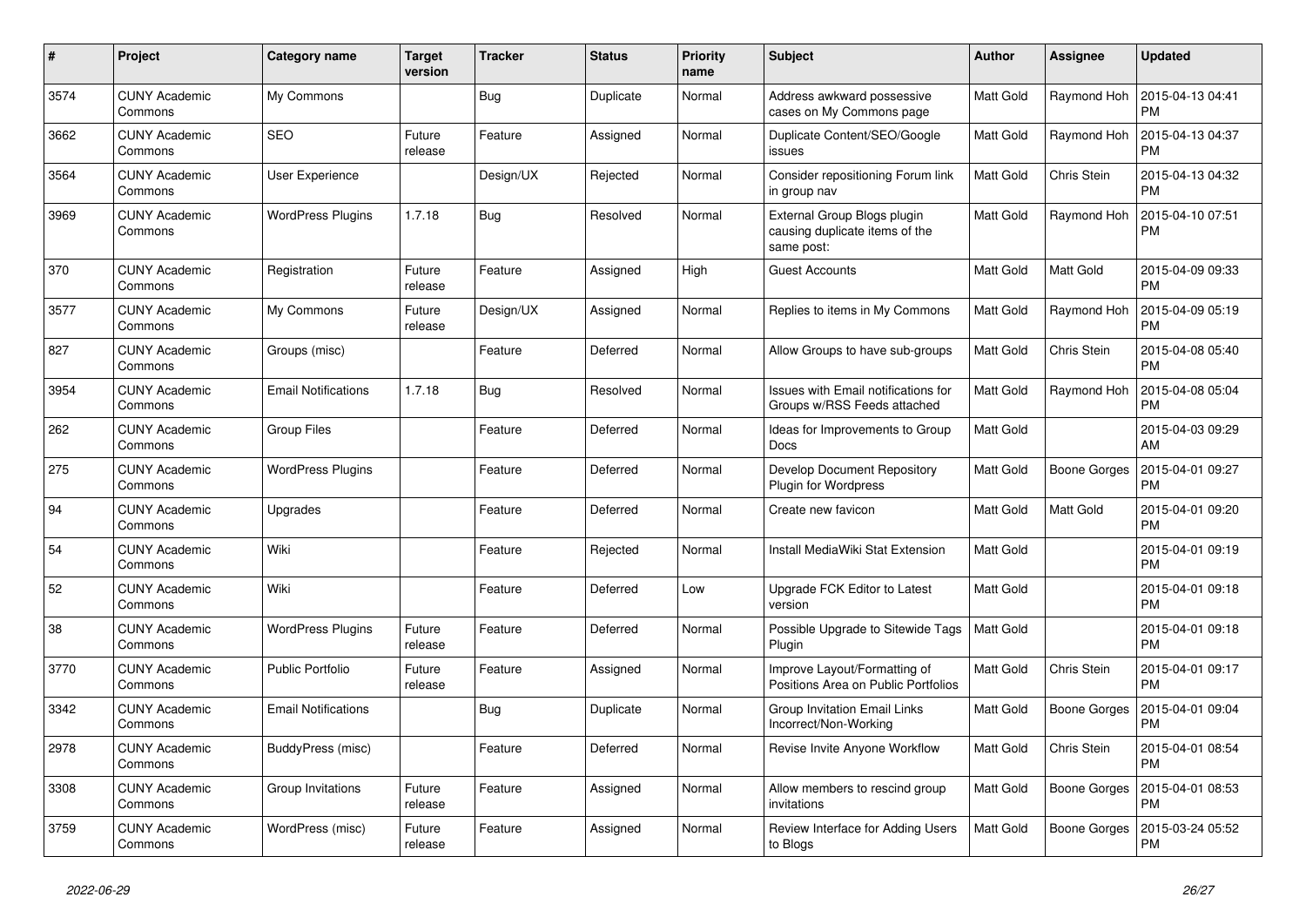| # | Project | Category name | Target version | Tracker | Status | Priority name | Subject | Author | Assignee | Updated |
|---|---|---|---|---|---|---|---|---|---|---|
| 3574 | CUNY Academic Commons | My Commons | | Bug | Duplicate | Normal | Address awkward possessive cases on My Commons page | Matt Gold | Raymond Hoh | 2015-04-13 04:41 PM |
| 3662 | CUNY Academic Commons | SEO | Future release | Feature | Assigned | Normal | Duplicate Content/SEO/Google issues | Matt Gold | Raymond Hoh | 2015-04-13 04:37 PM |
| 3564 | CUNY Academic Commons | User Experience | | Design/UX | Rejected | Normal | Consider repositioning Forum link in group nav | Matt Gold | Chris Stein | 2015-04-13 04:32 PM |
| 3969 | CUNY Academic Commons | WordPress Plugins | 1.7.18 | Bug | Resolved | Normal | External Group Blogs plugin causing duplicate items of the same post: | Matt Gold | Raymond Hoh | 2015-04-10 07:51 PM |
| 370 | CUNY Academic Commons | Registration | Future release | Feature | Assigned | High | Guest Accounts | Matt Gold | Matt Gold | 2015-04-09 09:33 PM |
| 3577 | CUNY Academic Commons | My Commons | Future release | Design/UX | Assigned | Normal | Replies to items in My Commons | Matt Gold | Raymond Hoh | 2015-04-09 05:19 PM |
| 827 | CUNY Academic Commons | Groups (misc) | | Feature | Deferred | Normal | Allow Groups to have sub-groups | Matt Gold | Chris Stein | 2015-04-08 05:40 PM |
| 3954 | CUNY Academic Commons | Email Notifications | 1.7.18 | Bug | Resolved | Normal | Issues with Email notifications for Groups w/RSS Feeds attached | Matt Gold | Raymond Hoh | 2015-04-08 05:04 PM |
| 262 | CUNY Academic Commons | Group Files | | Feature | Deferred | Normal | Ideas for Improvements to Group Docs | Matt Gold | | 2015-04-03 09:29 AM |
| 275 | CUNY Academic Commons | WordPress Plugins | | Feature | Deferred | Normal | Develop Document Repository Plugin for Wordpress | Matt Gold | Boone Gorges | 2015-04-01 09:27 PM |
| 94 | CUNY Academic Commons | Upgrades | | Feature | Deferred | Normal | Create new favicon | Matt Gold | Matt Gold | 2015-04-01 09:20 PM |
| 54 | CUNY Academic Commons | Wiki | | Feature | Rejected | Normal | Install MediaWiki Stat Extension | Matt Gold | | 2015-04-01 09:19 PM |
| 52 | CUNY Academic Commons | Wiki | | Feature | Deferred | Low | Upgrade FCK Editor to Latest version | Matt Gold | | 2015-04-01 09:18 PM |
| 38 | CUNY Academic Commons | WordPress Plugins | Future release | Feature | Deferred | Normal | Possible Upgrade to Sitewide Tags Plugin | Matt Gold | | 2015-04-01 09:18 PM |
| 3770 | CUNY Academic Commons | Public Portfolio | Future release | Feature | Assigned | Normal | Improve Layout/Formatting of Positions Area on Public Portfolios | Matt Gold | Chris Stein | 2015-04-01 09:17 PM |
| 3342 | CUNY Academic Commons | Email Notifications | | Bug | Duplicate | Normal | Group Invitation Email Links Incorrect/Non-Working | Matt Gold | Boone Gorges | 2015-04-01 09:04 PM |
| 2978 | CUNY Academic Commons | BuddyPress (misc) | | Feature | Deferred | Normal | Revise Invite Anyone Workflow | Matt Gold | Chris Stein | 2015-04-01 08:54 PM |
| 3308 | CUNY Academic Commons | Group Invitations | Future release | Feature | Assigned | Normal | Allow members to rescind group invitations | Matt Gold | Boone Gorges | 2015-04-01 08:53 PM |
| 3759 | CUNY Academic Commons | WordPress (misc) | Future release | Feature | Assigned | Normal | Review Interface for Adding Users to Blogs | Matt Gold | Boone Gorges | 2015-03-24 05:52 PM |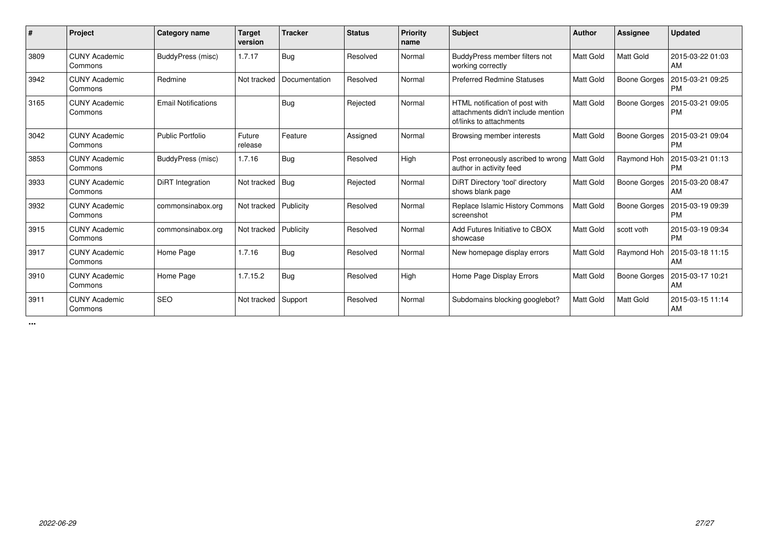| # | Project | Category name | Target version | Tracker | Status | Priority name | Subject | Author | Assignee | Updated |
|---|---|---|---|---|---|---|---|---|---|---|
| 3809 | CUNY Academic Commons | BuddyPress (misc) | 1.7.17 | Bug | Resolved | Normal | BuddyPress member filters not working correctly | Matt Gold | Matt Gold | 2015-03-22 01:03 AM |
| 3942 | CUNY Academic Commons | Redmine | Not tracked | Documentation | Resolved | Normal | Preferred Redmine Statuses | Matt Gold | Boone Gorges | 2015-03-21 09:25 PM |
| 3165 | CUNY Academic Commons | Email Notifications | | Bug | Rejected | Normal | HTML notification of post with attachments didn't include mention of/links to attachments | Matt Gold | Boone Gorges | 2015-03-21 09:05 PM |
| 3042 | CUNY Academic Commons | Public Portfolio | Future release | Feature | Assigned | Normal | Browsing member interests | Matt Gold | Boone Gorges | 2015-03-21 09:04 PM |
| 3853 | CUNY Academic Commons | BuddyPress (misc) | 1.7.16 | Bug | Resolved | High | Post erroneously ascribed to wrong author in activity feed | Matt Gold | Raymond Hoh | 2015-03-21 01:13 PM |
| 3933 | CUNY Academic Commons | DiRT Integration | Not tracked | Bug | Rejected | Normal | DiRT Directory 'tool' directory shows blank page | Matt Gold | Boone Gorges | 2015-03-20 08:47 AM |
| 3932 | CUNY Academic Commons | commonsinabox.org | Not tracked | Publicity | Resolved | Normal | Replace Islamic History Commons screenshot | Matt Gold | Boone Gorges | 2015-03-19 09:39 PM |
| 3915 | CUNY Academic Commons | commonsinabox.org | Not tracked | Publicity | Resolved | Normal | Add Futures Initiative to CBOX showcase | Matt Gold | scott voth | 2015-03-19 09:34 PM |
| 3917 | CUNY Academic Commons | Home Page | 1.7.16 | Bug | Resolved | Normal | New homepage display errors | Matt Gold | Raymond Hoh | 2015-03-18 11:15 AM |
| 3910 | CUNY Academic Commons | Home Page | 1.7.15.2 | Bug | Resolved | High | Home Page Display Errors | Matt Gold | Boone Gorges | 2015-03-17 10:21 AM |
| 3911 | CUNY Academic Commons | SEO | Not tracked | Support | Resolved | Normal | Subdomains blocking googlebot? | Matt Gold | Matt Gold | 2015-03-15 11:14 AM |

...